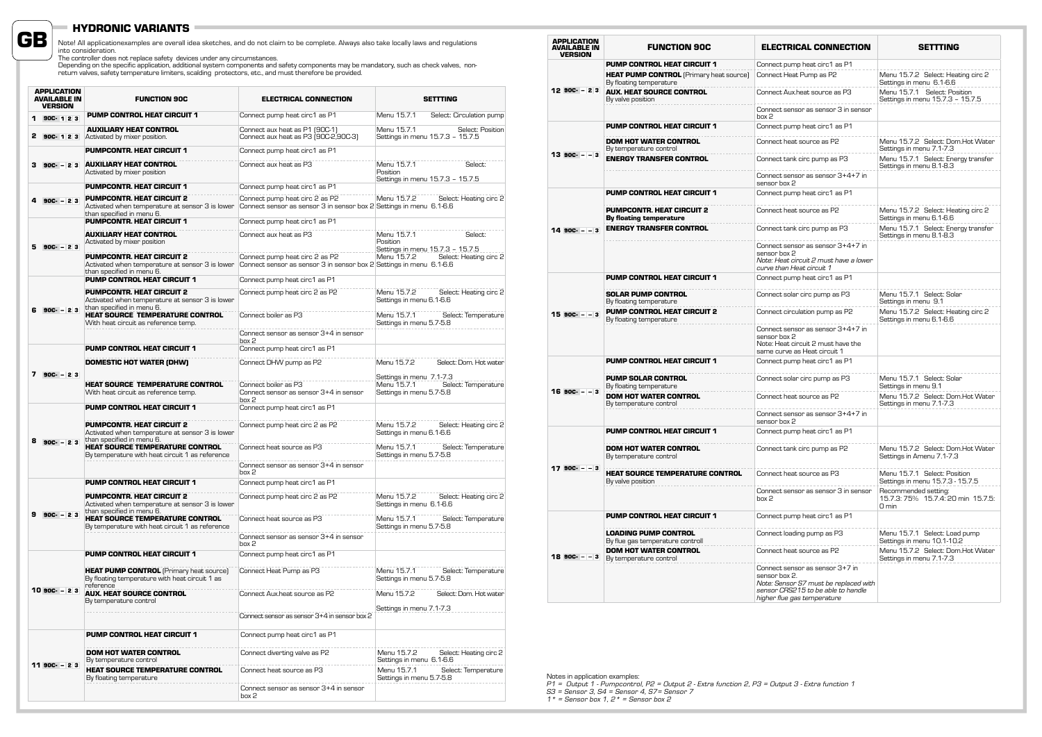# GB

## HYDRONIC VARIANTS

Note! All applicationexamples are overall idea sketches, and do not claim to be complete. Always also take locally laws and regulations into consideration.
The controller does not replace safety devices under any circumstances.
Depending on the specific application, additional system components and safety components may be mandatory, such as check valves, non-return valves, safety temperature limiters, scalding protectors, etc., and must therefore be provided.

| APPLICATION AVAILABLE IN VERSION | FUNCTION 90C | ELECTRICAL CONNECTION | SETTTING |
|---|---|---|---|
| 1 90C- 1 2 3 | **PUMP CONTROL HEAT CIRCUIT 1** | Connect pump heat circ1 as P1 | Menu 15.7.1 Select: Circulation pump |
| 2 90C- 1 2 3 | **AUXILIARY HEAT CONTROL** Activated by mixer position. | Connect aux heat as P1 (90C-1) Connect aux heat as P3 (90C-2,90C-3) | Menu 15.7.1 Select: Position Settings in menu 15.7.3 – 15.7.5 |
| 3 90C- – 2 3 | **PUMPCONTR. HEAT CIRCUIT 1** | Connect pump heat circ1 as P1 | |
| | **AUXILIARY HEAT CONTROL** Activated by mixer position | Connect aux heat as P3 | Menu 15.7.1 Select: Position Settings in menu 15.7.3 – 15.7.5 |
| 4 90C- – 2 3 | **PUMPCONTR. HEAT CIRCUIT 1** | Connect pump heat circ1 as P1 | |
| | **PUMPCONTR. HEAT CIRCUIT 2** Activated when temperature at sensor 3 is lower than specified in menu 6. | Connect pump heat circ 2 as P2 Connect sensor as sensor 3 in sensor box 2 | Menu 15.7.2 Select: Heating circ 2 Settings in menu 6.1-6.6 |
| 5 90C- – 2 3 | **PUMPCONTR. HEAT CIRCUIT 1** | Connect pump heat circ1 as P1 | |
| | **AUXILIARY HEAT CONTROL** Activated by mixer position | Connect aux heat as P3 | Menu 15.7.1 Select: Position Settings in menu 15.7.3 – 15.7.5 |
| | **PUMPCONTR. HEAT CIRCUIT 2** Activated when temperature at sensor 3 is lower than specified in menu 6. | Connect pump heat circ 2 as P2 Connect sensor as sensor 3 in sensor box 2 | Menu 15.7.2 Select: Heating circ 2 Settings in menu 6.1-6.6 |
| 6 90C- – 2 3 | **PUMP CONTROL HEAT CIRCUIT 1** | Connect pump heat circ1 as P1 | |
| | **PUMPCONTR. HEAT CIRCUIT 2** Activated when temperature at sensor 3 is lower than specified in menu 6. | Connect pump heat circ 2 as P2 | Menu 15.7.2 Select: Heating circ 2 Settings in menu 6.1-6.6 |
| | **HEAT SOURCE TEMPERATURE CONTROL** With heat circuit as reference temp. | Connect boiler as P3 | Menu 15.7.1 Select: Temperature Settings in menu 5.7-5.8 |
| | | Connect sensor as sensor 3+4 in sensor box 2 | |
| 7 90C- – 2 3 | **PUMP CONTROL HEAT CIRCUIT 1** | Connect pump heat circ1 as P1 | |
| | **DOMESTIC HOT WATER (DHW)** | Connect DHW pump as P2 | Menu 15.7.2 Select: Dom. Hot water Settings in menu 7.1-7.3 |
| | **HEAT SOURCE TEMPERATURE CONTROL** With heat circuit as reference temp. | Connect boiler as P3 Connect sensor as sensor 3+4 in sensor box 2 | Menu 15.7.1 Select: Temperature Settings in menu 5.7-5.8 |
| 8 90C- – 2 3 | **PUMP CONTROL HEAT CIRCUIT 1** | Connect pump heat circ1 as P1 | |
| | **PUMPCONTR. HEAT CIRCUIT 2** Activated when temperature at sensor 3 is lower than specified in menu 6. | Connect pump heat circ 2 as P2 | Menu 15.7.2 Select: Heating circ 2 Settings in menu 6.1-6.6 |
| | **HEAT SOURCE TEMPERATURE CONTROL** By temperature with heat circuit 1 as reference | Connect heat source as P3 | Menu 15.7.1 Select: Temperature Settings in menu 5.7-5.8 |
| | | Connect sensor as sensor 3+4 in sensor box 2 | |
| 9 90C- – 2 3 | **PUMP CONTROL HEAT CIRCUIT 1** | Connect pump heat circ1 as P1 | |
| | **PUMPCONTR. HEAT CIRCUIT 2** Activated when temperature at sensor 3 is lower than specified in menu 6. | Connect pump heat circ 2 as P2 | Menu 15.7.2 Select: Heating circ 2 Settings in menu 6.1-6.6 |
| | **HEAT SOURCE TEMPERATURE CONTROL** By temperature with heat circuit 1 as reference | Connect heat source as P3 | Menu 15.7.1 Select: Temperature Settings in menu 5.7-5.8 |
| | | Connect sensor as sensor 3+4 in sensor box 2 | |
| 10 90C- – 2 3 | **PUMP CONTROL HEAT CIRCUIT 1** | Connect pump heat circ1 as P1 | |
| | **HEAT PUMP CONTROL** (Primary heat source) By floating temperature with heat circuit 1 as reference | Connect Heat Pump as P3 | Menu 15.7.1 Select: Temperature Settings in menu 5.7-5.8 |
| | **AUX. HEAT SOURCE CONTROL** By temperature control | Connect Aux.heat source as P2 | Menu 15.7.2 Select: Dom. Hot water Settings in menu 7.1-7.3 |
| | | Connect sensor as sensor 3+4 in sensor box 2 | |
| 11 90C- – 2 3 | **PUMP CONTROL HEAT CIRCUIT 1** | Connect pump heat circ1 as P1 | |
| | **DOM HOT WATER CONTROL** By temperature control | Connect diverting valve as P2 | Menu 15.7.2 Select: Heating circ 2 Settings in menu 6.1-6.6 |
| | **HEAT SOURCE TEMPERATURE CONTROL** By floating temperature | Connect heat source as P3 | Menu 15.7.1 Select: Temperature Settings in menu 5.7-5.8 |
| | | Connect sensor as sensor 3+4 in sensor box 2 | |
| 12 90C- – 2 3 | **PUMP CONTROL HEAT CIRCUIT 1** | Connect pump heat circ1 as P1 | |
| | **HEAT PUMP CONTROL** (Primary heat source) By floating temperature | Connect Heat Pump as P2 | Menu 15.7.2 Select: Heating circ 2 Settings in menu 6.1-6.6 |
| | **AUX. HEAT SOURCE CONTROL** By valve position | Connect Aux.heat source as P3 | Menu 15.7.1 Select: Position Settings in menu 15.7.3 – 15.7.5 |
| | | Connect sensor as sensor 3 in sensor box 2 | |
| 13 90C- – – 3 | **PUMP CONTROL HEAT CIRCUIT 1** | Connect pump heat circ1 as P1 | |
| | **DOM HOT WATER CONTROL** By temperature control | Connect heat source as P2 | Menu 15.7.2 Select: Dom.Hot Water Settings in menu 7.1-7.3 |
| | **ENERGY TRANSFER CONTROL** | Connect tank circ pump as P3 | Menu 15.7.1 Select: Energy transfer Settings in menu 8.1-8.3 |
| | | Connect sensor as sensor 3+4+7 in sensor box 2 | |
| 14 90C- – – 3 | **PUMP CONTROL HEAT CIRCUIT 1** | Connect pump heat circ1 as P1 | |
| | **PUMPCONTR. HEAT CIRCUIT 2** By floating temperature | Connect heat source as P2 | Menu 15.7.2 Select: Heating circ 2 Settings in menu 6.1-6.6 |
| | **ENERGY TRANSFER CONTROL** | Connect tank circ pump as P3 | Menu 15.7.1 Select: Energy transfer Settings in menu 8.1-8.3 |
| | | Connect sensor as sensor 3+4+7 in sensor box 2 *Note: Heat circuit 2 must have a lower curve than Heat circuit 1* | |
| 15 90C- – – 3 | **PUMP CONTROL HEAT CIRCUIT 1** | Connect pump heat circ1 as P1 | |
| | **SOLAR PUMP CONTROL** By floating temperature | Connect solar circ pump as P3 | Menu 15.7.1 Select: Solar Settings in menu 9.1 |
| | **PUMP CONTROL HEAT CIRCUIT 2** By floating temperature | Connect circulation pump as P2 | Menu 15.7.2 Select: Heating circ 2 Settings in menu 6.1-6.6 |
| | | Connect sensor as sensor 3+4+7 in sensor box 2 Note: Heat circuit 2 must have the same curve as Heat circuit 1 | |
| 16 90C- – – 3 | **PUMP CONTROL HEAT CIRCUIT 1** | Connect pump heat circ1 as P1 | |
| | **PUMP SOLAR CONTROL** By floating temperature | Connect solar circ pump as P3 | Menu 15.7.1 Select: Solar Settings in menu 9.1 |
| | **DOM HOT WATER CONTROL** By temperature control | Connect heat source as P2 | Menu 15.7.2 Select: Dom.Hot Water Settings in menu 7.1-7.3 |
| | | Connect sensor as sensor 3+4+7 in sensor box 2 | |
| 17 90C- – – 3 | **PUMP CONTROL HEAT CIRCUIT 1** | Connect pump heat circ1 as P1 | |
| | **DOM HOT WATER CONTROL** By temperature control | Connect tank circ pump as P2 | Menu 15.7.2 Select: Dom.Hot Water Settings in Amenu 7.1-7.3 |
| | **HEAT SOURCE TEMPERATURE CONTROL** By valve position | Connect heat source as P3 | Menu 15.7.1 Select: Position Settings in menu 15.7.3 - 15.7.5 |
| | | Connect sensor as sensor 3 in sensor box 2 | Recommended setting: 15.7.3: 75% 15.7.4: 20 min 15.7.5: 0 min |
| 18 90C- – – 3 | **PUMP CONTROL HEAT CIRCUIT 1** | Connect pump heat circ1 as P1 | |
| | **LOADING PUMP CONTROL** By flue gas temperature controll | Connect loading pump as P3 | Menu 15.7.1 Select: Load pump Settings in menu 10.1-10.2 |
| | **DOM HOT WATER CONTROL** By temperature control | Connect heat source as P2 | Menu 15.7.2 Select: Dom.Hot Water Settings in menu 7.1-7.3 |
| | | Connect sensor as sensor 3+7 in sensor box 2. *Note: Sensor S7 must be replaced with sensor CRS215 to be able to handle higher flue gas temperature* | |

Notes in application examples:
*P1 = Output 1 - Pumpcontrol, P2 = Output 2 - Extra function 2, P3 = Output 3 - Extra function 1*
*S3 = Sensor 3, S4 = Sensor 4, S7= Sensor 7*
*1* = Sensor box 1, 2* = Sensor box 2*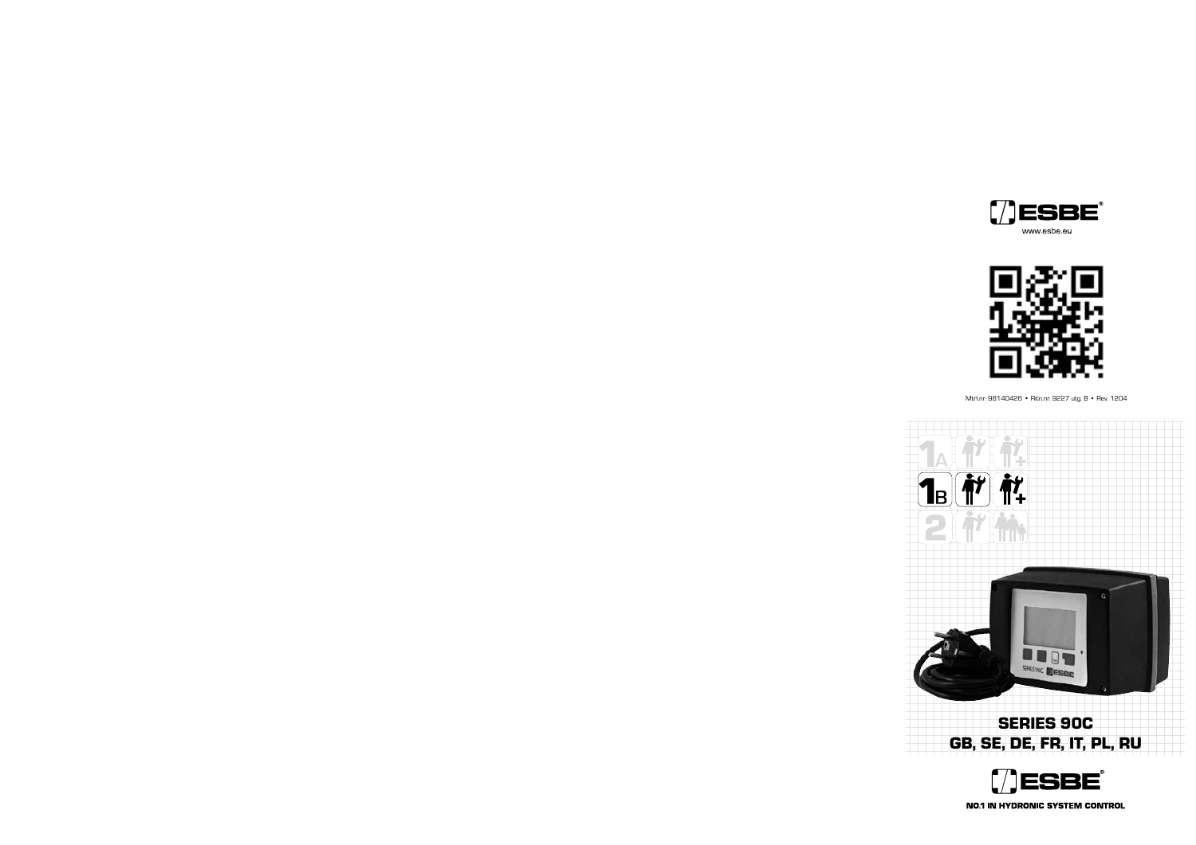ESBE

www.esbe.eu

Mtrl.nr: 98140426 • Ritn.nr: 9227 utg. B • Rev. 1204

1A

1B

2

**SERIES 90C**
**GB, SE, DE, FR, IT, PL, RU**

ESBE

**NO.1 IN HYDRONIC SYSTEM CONTROL**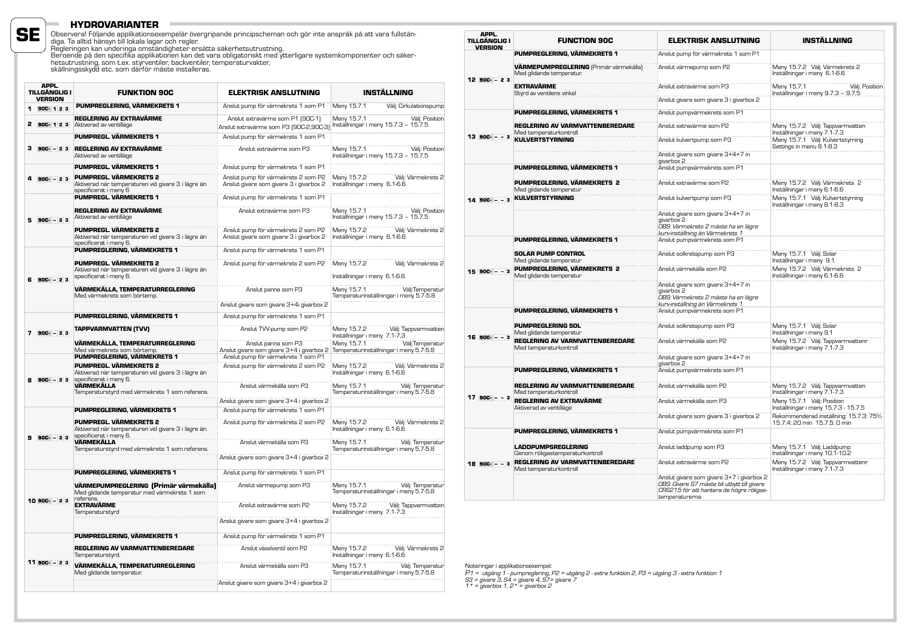SE

## HYDROVARIANTER

Observera! Följande applikationsexempelär övergripande principscheman och gör inte anspråk på att vara fullständiga. Ta alltid hänsyn till lokala lagar och regler.
Regleringen kan underinga omständigheter ersätta säkerhetsutrustning.
Beroende på den specifika applikationen kan det vara obligatoriskt med ytterligare systemkomponenter och säkerhetsutrustning, som t.ex. styrventiler, backventiler, temperaturvakter, skällningsskydd etc. som därför måste installeras.

| APPL. TILLGÄNGLIG I VERSION | FUNKTION 90C | ELEKTRISK ANSLUTNING | INSTÄLLNING |
|---|---|---|---|
| 1 90C- 1 2 3 | **PUMPREGLERING, VÄRMEKRETS 1** | Anslut pump för värmekrets 1 som P1 | Meny 15.7.1 Välj: Cirkulationspump |
| 2 90C- 1 2 3 | **REGLERING AV EXTRAVÄRME** Aktiverad av ventilläge | Anslut extravärme som P1 (90C-1) Anslut extravärme som P3 (90C-2,90C-3) | Meny 15.7.1 Välj: Position Inställningar i meny 15.7.3 – 15.7.5 |
| 3 90C- – 2 3 | **PUMPREGL. VÄRMEKRETS 1** | Anslut pump för värmekrets 1 som P1 | |
| | **REGLERING AV EXTRAVÄRME** Aktiverad av ventilläge | Anslut extravärme som P3 | Meny 15.7.1 Välj: Position Inställningar i meny 15.7.3 – 15.7.5 |
| 4 90C- – 2 3 | **PUMPREGL. VÄRMEKRETS 1** | Anslut pump för värmekrets 1 som P1 | |
| | **PUMPREGL. VÄRMEKRETS 2** Aktiverad när temperaturen vid givare 3 i lägre än specificerat i meny 6 | Anslut pump för värmekrets 2 som P2 Anslut givare som givare 3 i givarbox 2 | Meny 15.7.2 Välj: Värmekrets 2 Inställningar i meny 6.1-6.6 |
| 5 90C- – 2 3 | **PUMPREGL. VÄRMEKRETS 1** | Anslut pump för värmekrets 1 som P1 | |
| | **REGLERING AV EXTRAVÄRME** Aktiverad av ventilläge | Anslut extravärme som P3 | Meny 15.7.1 Välj: Position Inställningar i meny 15.7.3 – 15.7.5 |
| | **PUMPREGL. VÄRMEKRETS 2** Aktiverad när temperaturen vid givare 3 i lägre än specificerat i meny 6. | Anslut pump för värmekrets 2 som P2 Anslut givare som givare 3 i givarbox 2 | Meny 15.7.2 Välj: Värmekrets 2 Inställningar i meny 6.1-6.6 |
| 6 90C- – 2 3 | **PUMPREGLERING, VÄRMEKRETS 1** | Anslut pump för värmekrets 1 som P1 | |
| | **PUMPREGL. VÄRMEKRETS 2** Aktiverad när temperaturen vid givare 3 i lägre än specificerat i meny 6. | Anslut pump för värmekrets 2 som P2 | Meny 15.7.2 Välj: Värmekrets 2 Inställningar i meny 6.1-6.6 |
| | **VÄRMEKÄLLA, TEMPERATURREGLERING** Med värmekrets som börtemp. | Anslut panna som P3 | Meny 15.7.1 Välj:Temperatur Temperaturinställningar i meny 5.7-5.8 |
| | | Anslut givare som givare 3+4i givarbox 2 | |
| 7 90C- – 2 3 | **PUMPREGLERING, VÄRMEKRETS 1** | Anslut pump för värmekrets 1 som P1 | |
| | **TAPPVARMVATTEN (TVV)** | Anslut TVV-pump som P2 | Meny 15.7.2 Välj: Tappvarmvatten Inställningar i meny 7,1-7,3 |
| | **VÄRMEKÄLLA, TEMPERATURREGLERING** Med värmekrets som börtemp | Anslut panna som P3 Anslut givare som givare 3+4 i givarbox 2 | Meny 15.7.1 Välj:Temperatur Temperaturinställningar i meny 5.7-5.8 |
| 8 90C- – 2 3 | **PUMPREGLERING, VÄRMEKRETS 1** | Anslut pump för värmekrets 1 som P1 | |
| | **PUMPREGL. VÄRMEKRETS 2** Aktiverad när temperaturen vid givare 3 i lägre än specificerat i meny 6. | Anslut pump för värmekrets 2 som P2 | Meny 15.7.2 Välj: Värmekrets 2 Inställningar i meny 6.1-6.6 |
| | **VÄRMEKÄLLA** Temperaturstyrd med värmekrets 1 som referens. | Anslut värmekälla som P3 | Meny 15.7.1 Välj: Temperatur Temperaturinställningar i meny 5.7-5.8 |
| | | Anslut givare som givare 3+4 i givarbox 2 | |
| 9 90C- – 2 3 | **PUMPREGLERING, VÄRMEKRETS 1** | Anslut pump för värmekrets 1 som P1 | |
| | **PUMPREGL. VÄRMEKRETS 2** Aktiverad när temperaturen vid givare 3 i lägre än specificerat i meny 6. | Anslut pump för värmekrets 2 som P2 | Meny 15.7.2 Välj: Värmekrets 2 Inställningar i meny 6.1-6.6 |
| | **VÄRMEKÄLLA** Temperaturstyrd med värmekrets 1 som referens. | Anslut värmekälla som P3 | Meny 15.7.1 Välj: Temperatur Temperaturinställningar i meny 5.7-5.8 |
| | | Anslut givare som givare 3+4 i givarbox 2 | |
| 10 90C- – 2 3 | **PUMPREGLERING, VÄRMEKRETS 1** | Anslut pump för värmekrets 1 som P1 | |
| | **VÄRMEPUMPREGLERING (Primär värmekälla)** Med glidande temperatur med värmekrets 1 som referens. | Anslut värmepump som P3 | Meny 15.7.1 Välj: Temperatur Temperaturinställningar i meny 5.7-5.8 |
| | **EXTRAVÄRME** Temperaturstyrd | Anslut extravärme som P2 | Meny 15.7.2 Välj: Tappvarmvatten Inställningar i meny 7.1-7.3 |
| | | Anslut givare som givare 3+4 i givarbox 2 | |
| 11 90C- – 2 3 | **PUMPREGLERING, VÄRMEKRETS 1** | Anslut pump för värmekrets 1 som P1 | |
| | **REGLERING AV VARMVATTENBEREDARE** Temperaturstyrd. | Anslut växelventil som P2 | Meny 15.7.2 Välj: Värmekrets 2 Inställningar i meny 6.1-6.6 |
| | **VÄRMEKÄLLA, TEMPERATURREGLERING** Med glidande temperatur. | Anslut värmekälla som P3 | Meny 15.7.1 Välj: Temperatur Temperaturinställningar i meny 5.7-5.8 |
| | | Anslut givare som givare 3+4 i givarbox 2 | |
| 12 90C- – 2 3 | **PUMPREGLERING, VÄRMEKRETS 1** | Anslut pump för värmekrets 1 som P1 | |
| | **VÄRMEPUMPREGLERING** (Primär värmekälla) Med glidande temperatur. | Anslut värmepump som P2 | Meny 15.7.2 Välj: Värmekrets 2 Inställningar i meny 6.1-6.6 |
| | **EXTRAVÄRME** Styrd av ventilens vinkel | Anslut extravärme som P3 | Meny 15.7.1 Välj: Position Inställningar i meny 9.7.3 – 9.7.5 |
| | | Anslut givare som givare 3 i givarbox 2 | |
| 13 90C- – – 3 | **PUMPREGLERING, VÄRMEKRETS 1** | Anslut pumpvärmekrets som P1 | |
| | **REGLERING AV VARMVATTENBEREDARE** Med temperaturkontroll | Anslut extravärme som P2 | Meny 15.7.2 Välj: Tappvarmvatten Inställningar i meny 7.1-7.3 |
| | **KULVERTSTYRNING** | Anslut kulvertpump som P3 | Meny 15.7.1 Välj: Kulvertstyrning Settings in menu 8.1-8.3 |
| | | Anslut givare som givare 3+4+7 in givarbox 2 | |
| 14 90C- – – 3 | **PUMPREGLERING, VÄRMEKRETS 1** | Anslut pumpvärmekrets som P1 | |
| | **PUMPREGLERING, VÄRMEKRETS 2** Med glidande temperatur | Anslut extravärme som P2 | Meny 15.7.2 Välj: Värmekrets 2 Inställningar i meny 6.1-6.6 |
| | **KULVERTSTYRNING** | Anslut kulvertpump som P3 | Meny 15.7.1 Välj: Kulvertstyrning Inställningar i meny 8.1-8.3 |
| | | Anslut givare som givare 3+4+7 in givarbox 2 *OBS: Värmekrets 2 måste ha en lägre kurv-inställning än Värmekrets 1* | |
| 15 90C- – – 3 | **PUMPREGLERING, VÄRMEKRETS 1** | Anslut pumpvärmekrets som P1 | |
| | **SOLAR PUMP CONTROL** Med glidande temperatur | Anslut solkretspump som P3 | Meny 15.7.1 Välj: Solar Inställningar i meny 9.1 |
| | **PUMPREGLERING, VÄRMEKRETS 2** Med glidande temperatur | Anslut värmekälla som P2 | Meny 15.7.2 Välj: Värmekrets 2 Inställningar i meny 6.1-6.6 |
| | | Anslut givare som givare 3+4+7 in givarbox 2 *OBS: Värmekrets 2 måste ha en lägre kurv-inställning än Värmekrets 1* | |
| 16 90C- – – 3 | **PUMPREGLERING, VÄRMEKRETS 1** | Anslut pumpvärmekrets som P1 | |
| | **PUMPREGLERING SOL** Med glidande temperatur | Anslut solkretspump som P3 | Meny 15.7.1 Välj: Solar Inställningar i meny 9.1 |
| | **REGLERING AV VARMVATTENBEREDARE** Med temperaturkontroll | Anslut värmekälla som P2 | Meny 15.7.2 Välj: Tappvarmvattenr Inställningar i meny 7.1-7.3 |
| | | Anslut givare som givare 3+4+7 in givarbox 2 | |
| 17 90C- – – 3 | **PUMPREGLERING, VÄRMEKRETS 1** | Anslut pumpvärmekrets som P1 | |
| | **REGLERING AV VARMVATTENBEREDARE** Med temperaturkontroll | Anslut värmekälla som P2 | Meny 15.7.2 Välj: Tappvarmvatten Inställningar i meny 7.1-7.3 |
| | **REGLERING AV EXTRAVÄRME** Aktiverad av ventilläge | Anslut värmekälla som P3 | Meny 15.7.1 Välj: Position Inställningar i meny 15.7.3 - 15.7.5 |
| | | Anslut givare som givare 3 i givarbox 2 | Rekommenderad inställning: 15.7.3: 75% 15.7.4: 20 min 15.7.5: 0 min |
| 18 90C- – – 3 | **PUMPREGLERING, VÄRMEKRETS 1** | Anslut pumpvärmekrets som P1 | |
| | **LADDPUMPSREGLERING** Genom rökgastemperaturkontroll | Anslut laddpump som P3 | Meny 15.7.1 Välj: Laddpump Inställningar i meny 10.1-10.2 |
| | **REGLERING AV VARMVATTENBEREDARE** Med temperaturkontroll | Anslut extravärme som P2 | Meny 15.7.2 Välj: Tappvarmvattenr Inställningar i meny 7.1-7.3 |
| | | Anslut givare som givare 3+7 i givarbox 2 *OBS: Givare S7 måste bli utbytt till givare CRS215 för att hantera de högre rökgas-temperaturerna.* | |

Noteringar i applikationsexempel:
*P1 = utgång 1 - pumpreglering, P2 = utgång 2 - extra funktion 2, P3 = utgång 3 - extra funktion 1*
*S3 = givare 3, S4 = givare 4, S7= givare 7*
*1\* = givarbox 1, 2\* = givarbox 2*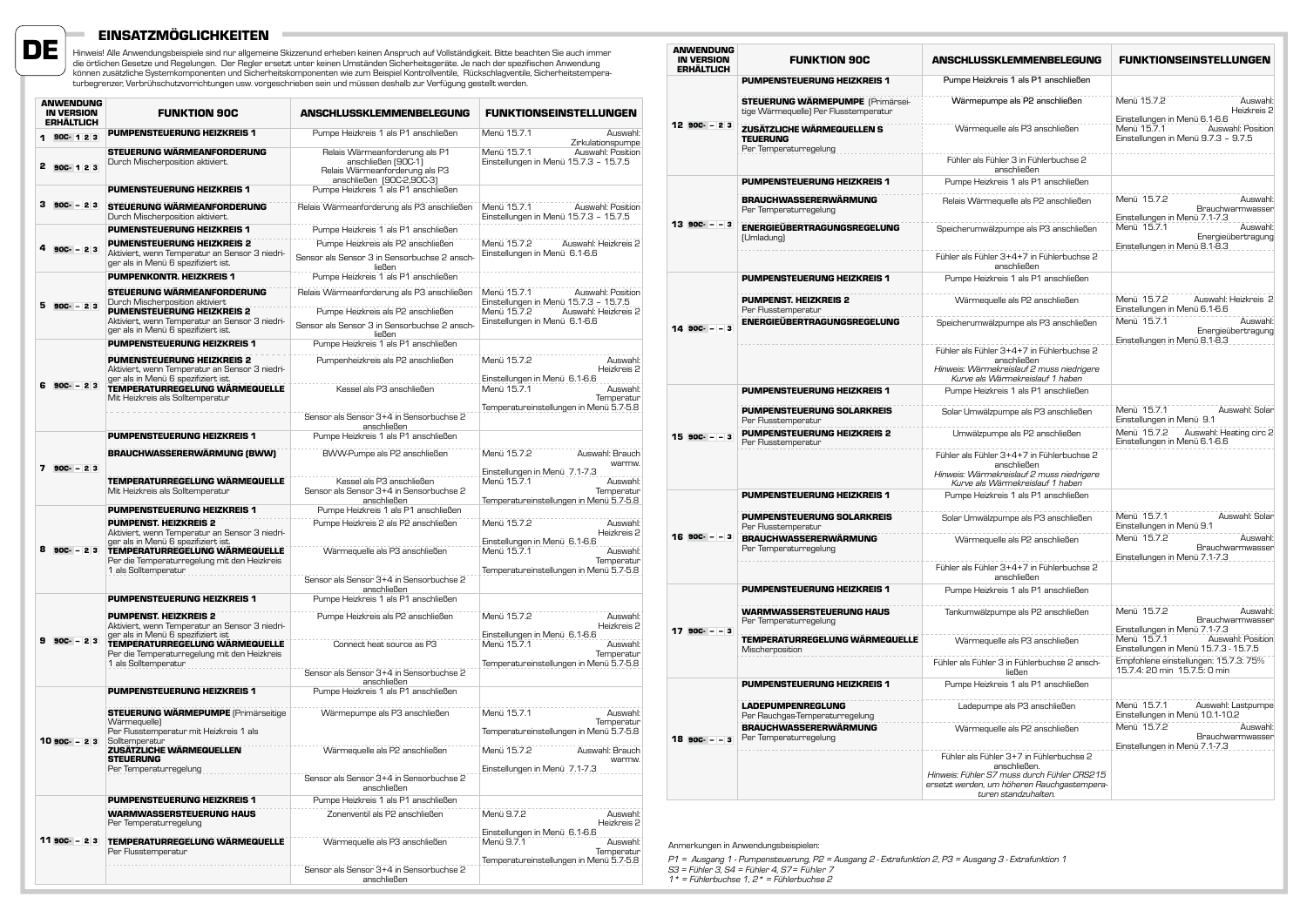DE

## EINSATZMÖGLICHKEITEN

Hinweis! Alle Anwendungsbeispiele sind nur allgemeine Skizzenund erheben keinen Anspruch auf Vollständigkeit. Bitte beachten Sie auch immer die örtlichen Gesetze und Regelungen. Der Regler ersetzt unter keinen Umständen Sicherheitsgeräte. Je nach der spezifischen Anwendung können zusätzliche Systemkomponenten und Sicherheitskomponenten wie zum Beispiel Kontrollventile, Rückschlagventile, Sicherheitstemperaturbegrenzer, Verbrühschutzvorrichtungen usw. vorgeschrieben sein und müssen deshalb zur Verfügung gestellt werden.

| ANWENDUNG IN VERSION ERHÄLTLICH | FUNKTION 90C | ANSCHLUSSKLEMMENBELEGUNG | FUNKTIONSEINSTELLUNGEN |
|---|---|---|---|
| 1 90C- 1 2 3 | **PUMPENSTEUERUNG HEIZKREIS 1** | Pumpe Heizkreis 1 als P1 anschließen | Menü 15.7.1 Auswahl: Zirkulationspumpe |
| 2 90C- 1 2 3 | **STEUERUNG WÄRMEANFORDERUNG** Durch Mischerposition aktiviert. | Relais Wärmeanforderung als P1 anschließen (90C-1) Relais Wärmeanforderung als P3 anschließen (90C-2,90C-3) | Menü 15.7.1 Auswahl: Position Einstellungen in Menü 15.7.3 – 15.7.5 |
| 3 90C- – 2 3 | **PUMENSTEUERUNG HEIZKREIS 1** | Pumpe Heizkreis 1 als P1 anschließen | |
| | **STEUERUNG WÄRMEANFORDERUNG** Durch Mischerposition aktiviert. | Relais Wärmeanforderung als P3 anschließen | Menü 15.7.1 Auswahl: Position Einstellungen in Menü 15.7.3 – 15.7.5 |
| 4 90C- – 2 3 | **PUMENSTEUERUNG HEIZKREIS 1** | Pumpe Heizkreis 1 als P1 anschließen | |
| | **PUMENSTEUERUNG HEIZKREIS 2** Aktiviert, wenn Temperatur an Sensor 3 niedriger als in Menü 6 spezifiziert ist. | Pumpe Heizkreis als P2 anschließen | Menü 15.7.2 Auswahl: Heizkreis 2 Einstellungen in Menü 6.1-6.6 |
| | | Sensor als Sensor 3 in Sensorbuchse 2 anschließen | |
| 5 90C- – 2 3 | **PUMPENKONTR. HEIZKREIS 1** | Pumpe Heizkreis 1 als P1 anschließen | |
| | **STEUERUNG WÄRMEANFORDERUNG** Durch Mischerposition aktiviert | Relais Wärmeanforderung als P3 anschließen | Menü 15.7.1 Auswahl: Position Einstellungen in Menü 15.7.3 – 15.7.5 |
| | **PUMENSTEUERUNG HEIZKREIS 2** Aktiviert, wenn Temperatur an Sensor 3 niedriger als in Menü 6 spezifiziert ist. | Pumpe Heizkreis als P2 anschließen | Menü 15.7.2 Auswahl: Heizkreis 2 Einstellungen in Menü 6.1-6.6 |
| | | Sensor als Sensor 3 in Sensorbuchse 2 anschließen | |
| 6 90C- – 2 3 | **PUMPENSTEUERUNG HEIZKREIS 1** | Pumpe Heizkreis 1 als P1 anschließen | |
| | **PUMENSTEUERUNG HEIZKREIS 2** Aktiviert, wenn Temperatur an Sensor 3 niedriger als in Menü 6 spezifiziert ist. | Pumpenheizkreis als P2 anschließen | Menü 15.7.2 Auswahl: Heizkreis 2 Einstellungen in Menü 6.1-6.6 |
| | **TEMPERATURREGELUNG WÄRMEQUELLE** Mit Heizkreis als Solltemperatur | Kessel als P3 anschließen | Menü 15.7.1 Auswahl: Temperatur Temperatureinstellungen in Menü 5.7-5.8 |
| | | Sensor als Sensor 3+4 in Sensorbuchse 2 anschließen | |
| 7 90C- – 2 3 | **PUMPENSTEUERUNG HEIZKREIS 1** | Pumpe Heizkreis 1 als P1 anschließen | |
| | **BRAUCHWASSERERWÄRMUNG (BWW)** | BWW-Pumpe als P2 anschließen | Menü 15.7.2 Auswahl: Brauch warmw. Einstellungen in Menü 7.1-7.3 |
| | **TEMPERATURREGELUNG WÄRMEQUELLE** Mit Heizkreis als Solltemperatur | Kessel als P3 anschließen Sensor als Sensor 3+4 in Sensorbuchse 2 anschließen | Menü 15.7.1 Auswahl: Temperatur Temperatureinstellungen in Menü 5.7-5.8 |
| 8 90C- – 2 3 | **PUMPENSTEUERUNG HEIZKREIS 1** | Pumpe Heizkreis 1 als P1 anschließen | |
| | **PUMPENST. HEIZKREIS 2** Aktiviert, wenn Temperatur an Sensor 3 niedriger als in Menü 6 spezifiziert ist. | Pumpe Heizkreis 2 als P2 anschließen | Menü 15.7.2 Auswahl: Heizkreis 2 Einstellungen in Menü 6.1-6.6 |
| | **TEMPERATURREGELUNG WÄRMEQUELLE** Per die Temperaturregelung mit den Heizkreis 1 als Solltemperatur | Wärmequelle als P3 anschließen | Menü 15.7.1 Auswahl: Temperatur Temperatureinstellungen in Menü 5.7-5.8 |
| | | Sensor als Sensor 3+4 in Sensorbuchse 2 anschließen | |
| 9 90C- – 2 3 | **PUMPENSTEUERUNG HEIZKREIS 1** | Pumpe Heizkreis 1 als P1 anschließen | |
| | **PUMPENST. HEIZKREIS 2** Aktiviert, wenn Temperatur an Sensor 3 niedriger als in Menü 6 spezifiziert ist. | Pumpe Heizkreis als P2 anschließen | Menü 15.7.2 Auswahl: Heizkreis 2 Einstellungen in Menü 6.1-6.6 |
| | **TEMPERATURREGELUNG WÄRMEQUELLE** Per die Temperaturregelung mit den Heizkreis 1 als Solltemperatur | Connect heat source as P3 | Menü 15.7.1 Auswahl: Temperatur Temperatureinstellungen in Menü 5.7-5.8 |
| | | Sensor als Sensor 3+4 in Sensorbuchse 2 anschließen | |
| 10 90C- – 2 3 | **PUMPENSTEUERUNG HEIZKREIS 1** | Pumpe Heizkreis 1 als P1 anschließen | |
| | **STEUERUNG WÄRMEPUMPE** (Primärseitige Wärmequelle) Per Flusstemperatur mit Heizkreis 1 als Solltemperatur | Wärmepumpe als P3 anschließen | Menü 15.7.1 Auswahl: Temperatur Temperatureinstellungen in Menü 5.7-5.8 |
| | **ZUSÄTZLICHE WÄRMEQUELLEN STEUERUNG** Per Temperaturregelung | Wärmequelle als P2 anschließen | Menü 15.7.2 Auswahl: Brauch warmw. Einstellungen in Menü 7.1-7.3 |
| | | Sensor als Sensor 3+4 in Sensorbuchse 2 anschließen | |
| 11 90C- – 2 3 | **PUMPENSTEUERUNG HEIZKREIS 1** | Pumpe Heizkreis 1 als P1 anschließen | |
| | **WARMWASSERSTEUERUNG HAUS** Per Temperaturregelung | Zonenventil als P2 anschließen | Menü 9.7.2 Auswahl: Heizkreis 2 Einstellungen in Menü 6.1-6.6 |
| | **TEMPERATURREGELUNG WÄRMEQUELLE** Per Flusstemperatur | Wärmequelle als P3 anschließen | Menü 9.7.1 Auswahl: Temperatur Temperatureinstellungen in Menü 5.7-5.8 |
| | | Sensor als Sensor 3+4 in Sensorbuchse 2 anschließen | |
| 12 90C- – 2 3 | **PUMPENSTEUERUNG HEIZKREIS 1** | Pumpe Heizkreis 1 als P1 anschließen | |
| | **STEUERUNG WÄRMEPUMPE** (Primärseitige Wärmequelle) Per Flusstemperatur | Wärmepumpe als P2 anschließen | Menü 15.7.2 Auswahl: Heizkreis 2 Einstellungen in Menü 6.1-6.6 |
| | **ZUSÄTZLICHE WÄRMEQUELLEN S TEUERUNG** Per Temperaturregelung | Wärmequelle als P3 anschließen | Menü 15.7.1 Auswahl: Position Einstellungen in Menü 9.7.3 – 9.7.5 |
| | | Fühler als Fühler 3 in Fühlerbuchse 2 anschließen | |
| 13 90C- – – 3 | **PUMPENSTEUERUNG HEIZKREIS 1** | Pumpe Heizkreis 1 als P1 anschließen | |
| | **BRAUCHWASSERERWÄRMUNG** Per Temperaturregelung | Relais Wärmequelle als P2 anschließen | Menü 15.7.2 Auswahl: Brauchwarmwasser Einstellungen in Menü 7.1-7.3 |
| | **ENERGIEÜBERTRAGUNGSREGELUNG** (Umladung) | Speicherumwälzpumpe als P3 anschließen | Menü 15.7.1 Auswahl: Energieübertragung Einstellungen in Menü 8.1-8.3 |
| | | Fühler als Fühler 3+4+7 in Fühlerbuchse 2 anschließen | |
| 14 90C- – – 3 | **PUMPENSTEUERUNG HEIZKREIS 1** | Pumpe Heizkreis 1 als P1 anschließen | |
| | **PUMPENST. HEIZKREIS 2** Per Flusstemperatur | Wärmequelle als P2 anschließen | Menü 15.7.2 Auswahl: Heizkreis 2 Einstellungen in Menü 6.1-6.6 |
| | **ENERGIEÜBERTRAGUNGSREGELUNG** | Speicherumwälzpumpe als P3 anschließen | Menü 15.7.1 Auswahl: Energieübertragung Einstellungen in Menü 8.1-8.3 |
| | | Fühler als Fühler 3+4+7 in Fühlerbuchse 2 anschließen *Hinweis: Wärmekreislauf 2 muss niedrigere Kurve als Wärmekreislauf 1 haben* | |
| 15 90C- – – 3 | **PUMPENSTEUERUNG HEIZKREIS 1** | Pumpe Heizkreis 1 als P1 anschließen | |
| | **PUMPENSTEUERUNG SOLARKREIS** Per Flusstemperatur | Solar Umwälzpumpe als P3 anschließen | Menü 15.7.1 Auswahl: Solar Einstellungen in Menü 9.1 |
| | **PUMPENSTEUERUNG HEIZKREIS 2** Per Flusstemperatur | Umwälzpumpe als P2 anschließen | Menü 15.7.2 Auswahl: Heating circ 2 Einstellungen in Menü 6.1-6.6 |
| | | Fühler als Fühler 3+4+7 in Fühlerbuchse 2 anschließen *Hinweis: Wärmekreislauf 2 muss niedrigere Kurve als Wärmekreislauf 1 haben* | |
| 16 90C- – – 3 | **PUMPENSTEUERUNG HEIZKREIS 1** | Pumpe Heizkreis 1 als P1 anschließen | |
| | **PUMPENSTEUERUNG SOLARKREIS** Per Flusstemperatur | Solar Umwälzpumpe als P3 anschließen | Menü 15.7.1 Auswahl: Solar Einstellungen in Menü 9.1 |
| | **BRAUCHWASSERERWÄRMUNG** Per Temperaturregelung | Wärmequelle als P2 anschließen | Menü 15.7.2 Auswahl: Brauchwarmwasser Einstellungen in Menü 7.1-7.3 |
| | | Fühler als Fühler 3+4+7 in Fühlerbuchse 2 anschließen | |
| 17 90C- – – 3 | **PUMPENSTEUERUNG HEIZKREIS 1** | Pumpe Heizkreis 1 als P1 anschließen | |
| | **WARMWASSERSTEUERUNG HAUS** Per Temperaturregelung | Tankumwälzpumpe als P2 anschließen | Menü 15.7.2 Auswahl: Brauchwarmwasser Einstellungen in Menü 7.1-7.3 |
| | **TEMPERATURREGELUNG WÄRMEQUELLE** Mischerposition | Wärmequelle als P3 anschließen | Menü 15.7.1 Auswahl: Position Einstellungen in Menü 15.7.3 - 15.7.5 |
| | | Fühler als Fühler 3 in Fühlerbuchse 2 anschließen | Empfohlene einstellungen: 15.7.3: 75% 15.7.4: 20 min 15.7.5: 0 min |
| 18 90C- – – 3 | **PUMPENSTEUERUNG HEIZKREIS 1** | Pumpe Heizkreis 1 als P1 anschließen | |
| | **LADEPUMPENREGLUNG** Per Rauchgas-Temperaturregelung | Ladepumpe als P3 anschließen | Menü 15.7.1 Auswahl: Lastpumpe Einstellungen in Menü 10.1-10.2 |
| | **BRAUCHWASSERERWÄRMUNG** Per Temperaturregelung | Wärmequelle als P2 anschließen | Menü 15.7.2 Auswahl: Brauchwarmwasser Einstellungen in Menü 7.1-7.3 |
| | | Fühler als Fühler 3+7 in Fühlerbuchse 2 anschließen. *Hinweis: Fühler S7 muss durch Fühler CRS215 ersetzt werden, um höheren Rauchgastemperaturen standzuhalten.* | |

Anmerkungen in Anwendungsbeispielen:

*P1 = Ausgang 1 - Pumpensteuerung, P2 = Ausgang 2 - Extrafunktion 2, P3 = Ausgang 3 - Extrafunktion 1*
*S3 = Fühler 3, S4 = Fühler 4, S7= Fühler 7*
*1* = Fühlerbuchse 1, 2* = Fühlerbuchse 2*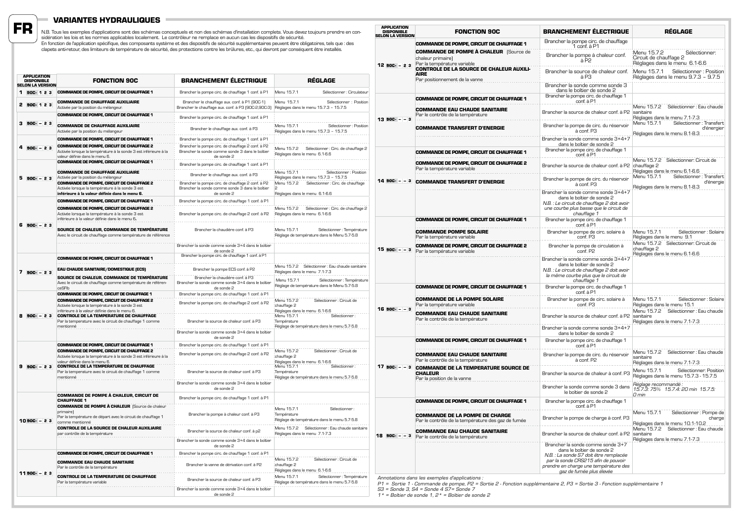# FR

## VARIANTES HYDRAULIQUES

N.B. Tous les exemples d'applications sont des schémas conceptuels et non des schémas d'installation complets. Vous devez toujours prendre en considération les lois et les normes applicables localement. Le contrôleur ne remplace en aucun cas les dispositifs de sécurité.
En fonction de l'application spécifique, des composants système et des dispositifs de sécurité supplémentaires peuvent être obligatoires, tels que : des clapets anti-retour, des limiteurs de température de sécurité, des protections contre les brûlures, etc., qui devront par conséquent être installés.

| APPLICATION DISPONIBLE SELON LA VERSION | FONCTION 90C | BRANCHEMENT ÉLECTRIQUE | RÉGLAGE |
|---|---|---|---|
| 1 90C- 1 2 3 | **COMMANDE DE POMPE, CIRCUIT DE CHAUFFAGE 1** | Brancher la pompe circ. de chauffage 1 conf. à P1 | Menu 15.7.1 Sélectionner : Circulateur |
| 2 90C- 1 2 3 | **COMMANDE DE CHAUFFAGE AUXILIAIRE** Activée par la position du mélangeur | Brancher le chauffage aux. conf. à P1 (90C-1) Brancher le chauffage aux. conf. à P3 (90C-2,90C-3) | Menu 15.7.1 Sélectionner : Position Réglages dans le menu 15.7.3 - 15.7.5 |
| 3 90C- – 2 3 | **COMMANDE DE POMPE, CIRCUIT DE CHAUFFAGE 1** | Brancher la pompe circ. de chauffage 1 conf. à P1 | |
| | **COMMANDE DE CHAUFFAGE AUXILIAIRE** Activée par la position du mélangeur | Brancher le chauffage aux. conf. à P3 | Menu 15.7.1 Sélectionner : Position Réglages dans le menu 15.7.3 - 15.7.5 |
| 4 90C- – 2 3 | **COMMANDE DE POMPE, CIRCUIT DE CHAUFFAGE 1** | Brancher la pompe circ. de chauffage 1 conf. à P1 | |
| | **COMMANDE DE POMPE, CIRCUIT DE CHAUFFAGE 2** Activée lorsque la température à la sonde 3 est inférieure à la valeur définie dans le menu 6. | Brancher la pompe circ. de chauffage 2 conf. à P2 Brancher la sonde comme sonde 3 dans le boîtier de sonde 2 | Menu 15.7.2 Sélectionner : Circ. de chauffage 2 Réglages dans le menu 6.1-6.6 |
| 5 90C- – 2 3 | **COMMANDE DE POMPE, CIRCUIT DE CHAUFFAGE 1** | Brancher la pompe circ. de chauffage 1 conf. à P1 | |
| | **COMMANDE DE CHAUFFAGE AUXILIAIRE** Activée par la position du mélangeur | Brancher le chauffage aux. conf. à P3 | Menu 15.7.1 Sélectionner : Position Réglages dans le menu 15.7.3 - 15.7.5 |
| | **COMMANDE DE POMPE, CIRCUIT DE CHAUFFAGE 2** Activée lorsque la température à la sonde 3 est **inférieure à la valeur définie dans le menu 6.** | Brancher la pompe circ. de chauffage 2 conf. à P2 Brancher la sonde comme sonde 3 dans le boîtier de sonde 2 | Menu 15.7.2 Sélectionner : Circ. de chauffage 2 Réglages dans le menu 6.1-6.6 |
| 6 90C- – 2 3 | **COMMANDE DE POMPE, CIRCUIT DE CHAUFFAGE 1** | Brancher la pompe circ. de chauffage 1 conf. à P1 | |
| | **COMMANDE DE POMPE, CIRCUIT DE CHAUFFAGE 2** Activée lorsque la température à la sonde 3 est inférieure à la valeur définie dans le menu 6. | Brancher la pompe circ. de chauffage 2 conf. à P2 | Menu 15.7.2 Sélectionner : Circ. de chauffage 2 Réglages dans le menu 6.1-6.6 |
| | **SOURCE DE CHALEUR, COMMANDE DE TEMPÉRATURE** Avec le circuit de chauffage comme température de référence | Brancher la chaudière conf. à P3 | Menu 15.7.1 Sélectionner : Température Réglage de température dans le Menu 5.7-5.8 |
| | | Brancher la sonde comme sonde 3+4 dans le boîtier de sonde 2 | |
| 7 90C- – 2 3 | **COMMANDE DE POMPE, CIRCUIT DE CHAUFFAGE 1** | Brancher la pompe circ. de chauffage 1 conf. à P1 | |
| | **EAU CHAUDE SANITAIRE/DOMESTIQUE (ECS)** | Brancher la pompe ECS conf. à P2 | Menu 15.7.2 Sélectionner : Eau chaude sanitaire Réglages dans le menu 7.1-7.3 |
| | **SOURCE DE CHALEUR, COMMANDE DE TEMPÉRATURE** Avec le circuit de chauffage comme température de référenceSFlb | Brancher la chaudière conf. à P3 Brancher la sonde comme sonde 3+4 dans le boîtier de sonde 2 | Menu 15.7.1 Sélectionner : Température Réglage de température dans le Menu 5.7-5.8 |
| 8 90C- – 2 3 | **COMMANDE DE POMPE, CIRCUIT DE CHAUFFAGE 1** | Brancher la pompe circ. de chauffage 1 conf. à P1 | |
| | **COMMANDE DE POMPE, CIRCUIT DE CHAUFFAGE 2** Activée lorsque la température à la sonde 3 est inférieure à la valeur définie dans le menu 6. | Brancher la pompe circ. de chauffage 2 conf. à P2 | Menu 15.7.2 Sélectionner : Circuit de chauffage 2 Réglages dans le menu 6.1-6.6 |
| | **CONTROLE DE LA TEMPERATURE DE CHAUFFAGE** Par la temperature avec le circuit de chauffage 1 comme mentionné | Brancher la source de chaleur conf. à P3 | Menu 15.7.1 Sélectionner : Température Réglage de température dans le menu 5.7-5.8 |
| | | Brancher la sonde comme sonde 3+4 dans le boîtier de sonde 2 | |
| 9 90C- – 2 3 | **COMMANDE DE POMPE, CIRCUIT DE CHAUFFAGE 1** | Brancher la pompe circ. de chauffage 1 conf. à P1 | |
| | **COMMANDE DE POMPE, CIRCUIT DE CHAUFFAGE 2** Activée lorsque la température à la sonde 3 est inférieure à la valeur définie dans le menu 6. | Brancher la pompe circ. de chauffage 2 conf. à P2 | Menu 15.7.2 Sélectionner : Circuit de chauffage 2 Réglages dans le menu 6.1-6.6 |
| | **CONTROLE DE LA TEMPERATURE DE CHAUFFAGE** Par la temperature avec le circuit de chauffage 1 comme mentionné | Brancher la source de chaleur conf. à P3 | Menu 15.7.1 Sélectionner : Température Réglage de température dans le menu 5.7-5.8 |
| | | Brancher la sonde comme sonde 3+4 dans le boîtier de sonde 2 | |
| 10 90C- – 2 3 | **COMMANDE DE POMPE À CHALEUR, CIRCUIT DE CHAUFFAGE 1** | Brancher la pompe circ. de chauffage 1 conf. à P1 | |
| | **COMMANDE DE POMPE À CHALEUR** (Source de chaleur primaire) Par la température de départ avec le circuit de chauffage 1 comme mentionné | Brancher la pompe à chaleur conf. à P3 | Menu 15.7.1 Sélectionner : Température Réglage de température dans le menu 5.7-5.8 |
| | **CONTROLE DE LA SOURCE DE CHALEUR AUXILIAIRE** par contrôle de la température | Brancher la source de chaleur conf. à p2 | Menu 15.7.2 Sélectionner : Eau chaude sanitaire Réglages dans le menu 7.1-7.3 |
| | | Brancher la sonde comme sonde 3+4 dans le boîtier de sonde 2 | |
| 11 90C- – 2 3 | **COMMANDE DE POMPE, CIRCUIT DE CHAUFFAGE 1** | Brancher la pompe circ. de chauffage 1 conf. à P1 | |
| | **COMMANDE EAU CHAUDE SANITAIRE** Par le contrôle de la température | Brancher la vanne de dérivation conf. à P2 | Menu 15.7.2 Sélectionner : Circuit de chauffage 2 Réglages dans le menu 6.1-6.6 |
| | **CONTROLE DE LA TEMPERATURE DE CHAUFFAGE** Par la température variable | Brancher la source de chaleur conf. à P3 | Menu 15.7.1 Sélectionner : Température Réglage de température dans le menu 5.7-5.8 |
| | | Brancher la sonde comme sonde 3+4 dans le boîtier de sonde 2 | |

| APPLICATION DISPONIBLE SELON LA VERSION | FONCTION 90C | BRANCHEMENT ÉLECTRIQUE | RÉGLAGE |
|---|---|---|---|
| 12 90C- – 2 3 | **COMMANDE DE POMPE, CIRCUIT DE CHAUFFAGE 1** | Brancher la pompe circ. de chauffage 1 conf. à P1 | |
| | **COMMANDE DE POMPE À CHALEUR** (Source de chaleur primaire) Par la température variable | Brancher la pompe à chaleur conf. à P2 | Menu 15.7.2 Sélectionner: Circuit de chauffage 2 Réglages dans le menu 6.1-6.6 |
| | **CONTROLE DE LA SOURCE DE CHALEUR AUXILIAIRE** Par positionnement de la vanne | Brancher la source de chaleur conf. à P3 | Menu 15.7.1 Sélectionner : Position Réglages dans le menu 9.7.3 - 9.7.5 |
| | | Brancher la sonde comme sonde 3 dans le boîtier de sonde 2 | |
| 13 90C- – – 3 | **COMMANDE DE POMPE, CIRCUIT DE CHAUFFAGE 1** | Brancher la pompe circ. de chauffage 1 conf. à P1 | |
| | **COMMANDE EAU CHAUDE SANITAIRE** Par le contrôle de la température | Brancher la source de chaleur conf. à P2 | Menu 15.7.2 Sélectionner : Eau chaude sanitaire Réglages dans le menu 7.1-7.3 |
| | **COMMANDE TRANSFERT D'ENERGIE** | Brancher la pompe de circ. du réservoir à conf. P3 | Menu 15.7.1 Sélectionner : Transfert d'énergier Réglages dans le menu 8.1-8.3 |
| | | Brancher la sonde comme sonde 3+4+7 dans le boîtier de sonde 2 | |
| 14 90C- – – 3 | **COMMANDE DE POMPE, CIRCUIT DE CHAUFFAGE 1** | Brancher la pompe circ. de chauffage 1 conf. à P1 | |
| | **COMMANDE DE POMPE, CIRCUIT DE CHAUFFAGE 2** Par la température variable | Brancher la source de chaleur conf. à P2 | Menu 15.7.2 Sélectionner: Circuit de chauffage 2 Réglages dans le menu 6.1-6.6 |
| | **COMMANDE TRANSFERT D'ENERGIE** | Brancher la pompe de circ. du réservoir à conf. P3 | Menu 15.7.1 Sélectionner : Transfert d'énergie Réglages dans le menu 8.1-8.3 |
| | | Brancher la sonde comme sonde 3+4+7 dans le boîtier de sonde 2 *N.B. : Le circuit de chauffage 2 doit avoir une courbe plus basse que le circuit de chauffage 1* | |
| 15 90C- – – 3 | **COMMANDE DE POMPE, CIRCUIT DE CHAUFFAGE 1** | Brancher la pompe circ. de chauffage 1 conf. à P1 | |
| | **COMMANDE POMPE SOLAIRE** Par la température variable | Brancher la pompe de circ. solaire à conf. P3 | Menu 15.7.1 Sélectionner : Solaire Réglages dans le menu 9.1 |
| | **COMMANDE DE POMPE, CIRCUIT DE CHAUFFAGE 2** Par la température variable | Brancher la pompe de circulation à conf. P2 | Menu 15.7.2 Sélectionner: Circuit de chauffage 2 Réglages dans le menu 6.1-6.6 |
| | | Brancher la sonde comme sonde 3+4+7 dans le boîtier de sonde 2 *N.B. : Le circuit de chauffage 2 doit avoir la même courbe plus que le circuit de chauffage 1* | |
| 16 90C- – – 3 | **COMMANDE DE POMPE, CIRCUIT DE CHAUFFAGE 1** | Brancher la pompe circ. de chauffage 1 conf. à P1 | |
| | **COMMANDE DE LA POMPE SOLAIRE** Par la température variable | Brancher la pompe de circ. solaire à conf. P3 | Menu 15.7.1 Sélectionner : Solaire Réglages dans le menu 15.1 |
| | **COMMANDE EAU CHAUDE SANITAIRE** Par le contrôle de la température | Brancher la source de chaleur conf. à P2 | Menu 15.7.2 Sélectionner : Eau chaude sanitaire Réglages dans le menu 7.1-7.3 |
| | | Brancher la sonde comme sonde 3+4+7 dans le boîtier de sonde 2 | |
| 17 90C- – – 3 | **COMMANDE DE POMPE, CIRCUIT DE CHAUFFAGE 1** | Brancher la pompe circ. de chauffage 1 conf. à P1 | |
| | **COMMANDE EAU CHAUDE SANITAIRE** Par le contrôle de la température | Brancher la pompe de circ. du réservoir à conf. P2 | Menu 15.7.2 Sélectionner : Eau chaude sanitaire Réglages dans le menu 7.1-7.3 |
| | **COMMANDE DE LA TEMPERATURE SOURCE DE CHALEUR** Par la position de la vanne | Brancher la source de chaleur à conf. P3 | Menu 15.7.1 Sélectionner: Position Réglages dans le menu 15.7.3 - 15.7.5 |
| | | Brancher la sonde comme sonde 3 dans le boîtier de sonde 2 | *Réglage recommandé : 15.7.3: 75% 15.7.4: 20 min 15.7.5: 0 min* |
| 18 90C- – – 3 | **COMMANDE DE POMPE, CIRCUIT DE CHAUFFAGE 1** | Brancher la pompe circ. de chauffage 1 conf. à P1 | |
| | **COMMANDE DE LA POMPE DE CHARGE** Par le contrôle de la température des gaz de fumée | Brancher la pompe de charge à conf. P3 | Menu 15.7.1 Sélectionner : Pompe de charge Réglages dans le menu 10.1-10.2 |
| | **COMMANDE EAU CHAUDE SANITAIRE** Par le contrôle de la température | Brancher la source de chaleur conf. à P2 | Menu 15.7.2 Sélectionner : Eau chaude sanitaire Réglages dans le menu 7.1-7.3 |
| | | Brancher la sonde comme sonde 3+7 dans le boîtier de sonde 2 *N.B. : La sonde S7 doit être remplacée par la sonde CRS215 afin de pouvoir prendre en charge une température des gaz de fumée plus élevée* | |

*Annotations dans les exemples d'applications :*
*P1 = Sortie 1 - Commande de pompe, P2 = Sortie 2 - Fonction supplémentaire 2, P3 = Sortie 3 - Fonction supplémentaire 1*
*S3 = Sonde 3, S4 = Sonde 4 S7= Sonde 7*
*1* = Boîtier de sonde 1, 2* = Boîtier de sonde 2*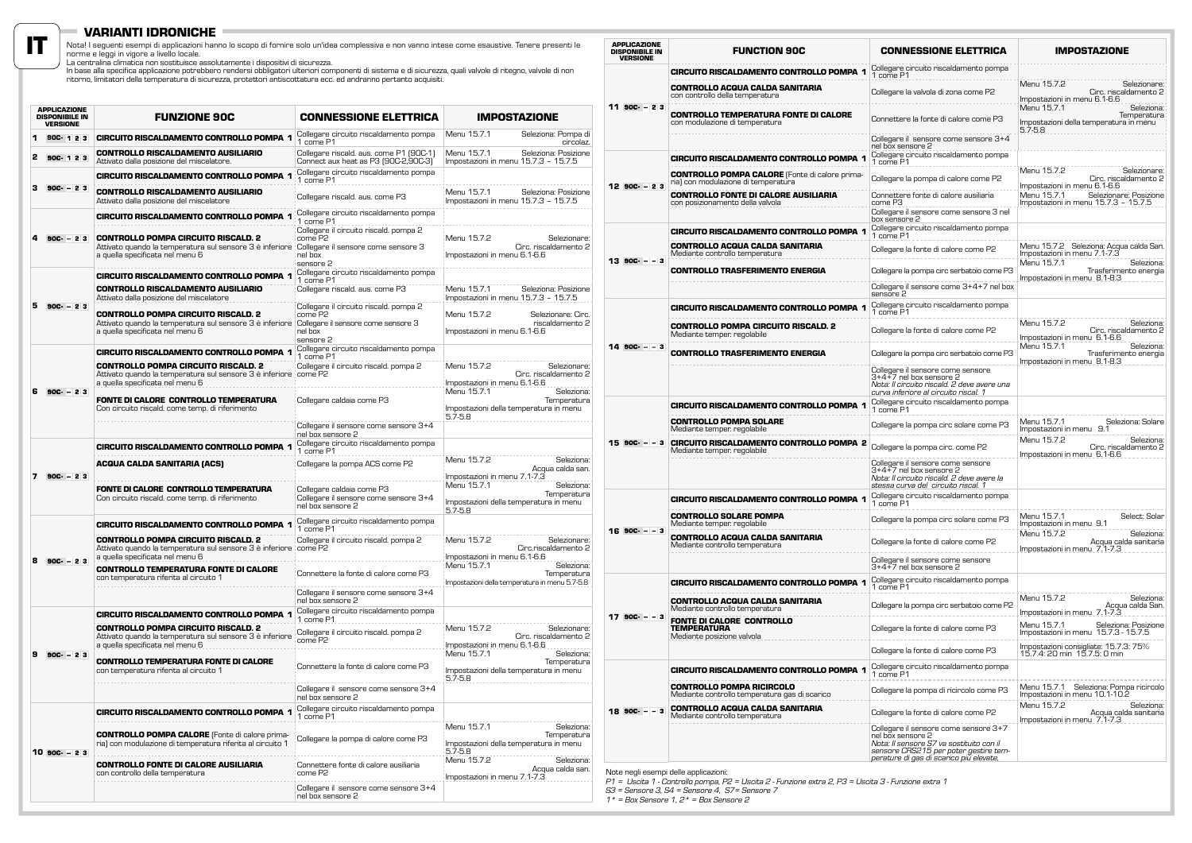IT

## VARIANTI IDRONICHE

Nota! I seguenti esempi di applicazioni hanno lo scopo di fornire solo un'idea complessiva e non vanno intese come esaustive. Tenere presenti le norme e leggi in vigore a livello locale.
La centralina climatica non sostituisce assolutamente i dispositivi di sicurezza.
In base alla specifica applicazione potrebbero rendersi obbligatori ulteriori componenti di sistema e di sicurezza, quali valvole di ritegno, valvole di non ritorno, limitatori della temperatura di sicurezza, protettori antiscottatura ecc. ed andranno pertanto acquisiti.

| APPLICAZIONE DISPONIBILE IN VERSIONE | FUNZIONE 90C | CONNESSIONE ELETTRICA | IMPOSTAZIONE |
|---|---|---|---|
| 1 90C- 1 2 3 | **CIRCUITO RISCALDAMENTO CONTROLLO POMPA 1** | Collegare circuito riscaldamento pompa 1 come P1 | Menu 15.7.1 Seleziona: Pompa di circolaz. |
| 2 90C- 1 2 3 | **CONTROLLO RISCALDAMENTO AUSILIARIO** Attivato dalla posizione del miscelatore. | Collegare riscald. aus. come P1 (90C-1) Connect aux heat as P3 (90C-2,90C-3) | Menu 15.7.1 Seleziona: Posizione Impostazioni in menu 15.7.3 – 15.7.5 |
| 3 90C- – 2 3 | **CIRCUITO RISCALDAMENTO CONTROLLO POMPA 1** | Collegare circuito riscaldamento pompa 1 come P1 | |
| | **CONTROLLO RISCALDAMENTO AUSILIARIO** Attivato dalla posizione del miscelatore | Collegare riscald. aus. come P3 | Menu 15.7.1 Seleziona: Posizione Impostazioni in menu 15.7.3 – 15.7.5 |
| 4 90C- – 2 3 | **CIRCUITO RISCALDAMENTO CONTROLLO POMPA 1** | Collegare circuito riscaldamento pompa 1 come P1 | |
| | **CONTROLLO POMPA CIRCUITO RISCALD. 2** Attivato quando la temperatura sul sensore 3 è inferiore a quella specificata nel menu 6 | Collegare il circuito riscald. pompa 2 come P2 Collegare il sensore come sensore 3 nel box sensore 2 | Menu 15.7.2 Selezionare: Circ. riscaldamento 2 Impostazioni in menu 6.1-6.6 |
| 5 90C- – 2 3 | **CIRCUITO RISCALDAMENTO CONTROLLO POMPA 1** | Collegare circuito riscaldamento pompa 1 come P1 | |
| | **CONTROLLO RISCALDAMENTO AUSILIARIO** Attivato dalla posizione del miscelatore | Collegare riscald. aus. come P3 | Menu 15.7.1 Seleziona: Posizione Impostazioni in menu 15.7.3 – 15.7.5 |
| | **CONTROLLO POMPA CIRCUITO RISCALD. 2** Attivato quando la temperatura sul sensore 3 è inferiore a quella specificata nel menu 6 | Collegare il circuito riscald. pompa 2 come P2 Collegare il sensore come sensore 3 nel box sensore 2 | Menu 15.7.2 Selezionare: Circ. riscaldamento 2 Impostazioni in menu 6.1-6.6 |
| 6 90C- – 2 3 | **CIRCUITO RISCALDAMENTO CONTROLLO POMPA 1** | Collegare circuito riscaldamento pompa 1 come P1 | |
| | **CONTROLLO POMPA CIRCUITO RISCALD. 2** Attivato quando la temperatura sul sensore 3 è inferiore a quella specificata nel menu 6 | Collegare il circuito riscald. pompa 2 come P2 | Menu 15.7.2 Selezionare: Circ. riscaldamento 2 Impostazioni in menu 6.1-6.6 |
| | **FONTE DI CALORE CONTROLLO TEMPERATURA** Con circuito riscald. come temp. di riferimento | Collegare caldaia come P3 | Menu 15.7.1 Seleziona: Temperatura Impostazioni della temperatura in menu 5.7-5.8 |
| | | Collegare il sensore come sensore 3+4 nel box sensore 2 | |
| 7 90C- – 2 3 | **CIRCUITO RISCALDAMENTO CONTROLLO POMPA 1** | Collegare circuito riscaldamento pompa 1 come P1 | |
| | **ACQUA CALDA SANITARIA (ACS)** | Collegare la pompa ACS come P2 | Menu 15.7.2 Seleziona: Acqua calda san. Impostazioni in menu 7.1-7.3 |
| | **FONTE DI CALORE CONTROLLO TEMPERATURA** Con circuito riscald. come temp. di riferimento | Collegare caldaia come P3 Collegare il sensore come sensore 3+4 nel box sensore 2 | Menu 15.7.1 Seleziona: Temperatura Impostazioni della temperatura in menu 5.7-5.8 |
| 8 90C- – 2 3 | **CIRCUITO RISCALDAMENTO CONTROLLO POMPA 1** | Collegare circuito riscaldamento pompa 1 come P1 | |
| | **CONTROLLO POMPA CIRCUITO RISCALD. 2** Attivato quando la temperatura sul sensore 3 è inferiore a quella specificata nel menu 6 | Collegare il circuito riscald. pompa 2 come P2 | Menu 15.7.2 Selezionare: Circ.riscaldamento 2 Impostazioni in menu 6.1-6.6 |
| | **CONTROLLO TEMPERATURA FONTE DI CALORE** con temperatura riferita al circuito 1 | Connettere la fonte di calore come P3 | Menu 15.7.1 Seleziona: Temperatura Impostazioni della temperatura in menu 5.7-5.8 |
| | | Collegare il sensore come sensore 3+4 nel box sensore 2 | |
| 9 90C- – 2 3 | **CIRCUITO RISCALDAMENTO CONTROLLO POMPA 1** | Collegare circuito riscaldamento pompa 1 come P1 | |
| | **CONTROLLO POMPA CIRCUITO RISCALD. 2** Attivato quando la temperatura sul sensore 3 è inferiore a quella specificata nel menu 6 | Collegare il circuito riscald. pompa 2 come P2 | Menu 15.7.2 Selezionare: Circ. riscaldamento 2 Impostazioni in menu 6.1-6.6 |
| | **CONTROLLO TEMPERATURA FONTE DI CALORE** con temperatura riferita al circuito 1 | Connettere la fonte di calore come P3 | Menu 15.7.1 Seleziona: Temperatura Impostazioni della temperatura in menu 5.7-5.8 |
| | | Collegare il sensore come sensore 3+4 nel box sensore 2 | |
| 10 90C- – 2 3 | **CIRCUITO RISCALDAMENTO CONTROLLO POMPA 1** | Collegare circuito riscaldamento pompa 1 come P1 | |
| | **CONTROLLO POMPA CALORE** (Fonte di calore primaria) con modulazione di temperatura riferita al circuito 1 | Collegare la pompa di calore come P3 | Menu 15.7.1 Seleziona: Temperatura Impostazioni della temperatura in menu 5.7-5.8 |
| | **CONTROLLO FONTE DI CALORE AUSILIARIA** con controllo della temperatura | Connettere fonte di calore ausiliaria come P2 | Menu 15.7.2 Seleziona: Acqua calda san. Impostazioni in menu 7.1-7.3 |
| | | Collegare il sensore come sensore 3+4 nel box sensore 2 | |

| APPLICAZIONE DISPONIBILE IN VERSIONE | FUNCTION 90C | CONNESSIONE ELETTRICA | IMPOSTAZIONE |
|---|---|---|---|
| 11 90C- – 2 3 | **CIRCUITO RISCALDAMENTO CONTROLLO POMPA 1** | Collegare circuito riscaldamento pompa 1 come P1 | |
| | **CONTROLLO ACQUA CALDA SANITARIA** con controllo della temperatura | Collegare la valvola di zona come P2 | Menu 15.7.2 Selezionare: Circ. riscaldamento 2 Impostazioni in menu 6.1-6.6 |
| | **CONTROLLO TEMPERATURA FONTE DI CALORE** con modulazione di temperatura | Connettere la fonte di calore come P3 | Menu 15.7.1 Seleziona: Temperatura Impostazioni della temperatura in menu 5.7-5.8 |
| | | Collegare il sensore come sensore 3+4 nel box sensore 2 | |
| 12 90C- – 2 3 | **CIRCUITO RISCALDAMENTO CONTROLLO POMPA 1** | Collegare circuito riscaldamento pompa 1 come P1 | |
| | **CONTROLLO POMPA CALORE** (Fonte di calore primaria) con modulazione di temperatura | Collegare la pompa di calore come P2 | Menu 15.7.2 Selezionare: Circ. riscaldamento 2 Impostazioni in menu 6.1-6.6 |
| | **CONTROLLO FONTE DI CALORE AUSILIARIA** con posizionamento della valvola | Connettere fonte di calore ausiliaria come P3 | Menu 15.7.1 Selezionare: Posizione Impostazioni in menu 15.7.3 – 15.7.5 |
| | | Collegare il sensore come sensore 3 nel box sensore 2 | |
| 13 90C- – – 3 | **CIRCUITO RISCALDAMENTO CONTROLLO POMPA 1** | Collegare circuito riscaldamento pompa 1 come P1 | |
| | **CONTROLLO ACQUA CALDA SANITARIA** Mediante controllo temperatura | Collegare la fonte di calore come P2 | Menu 15.7.2 Seleziona: Acqua calda San. Impostazioni in menu 7.1-7.3 |
| | **CONTROLLO TRASFERIMENTO ENERGIA** | Collegare la pompa circ serbatoio come P3 | Menu 15.7.1 Seleziona: Trasferimento energia Impostazioni in menu 8.1-8.3 |
| | | Collegare il sensore come 3+4+7 nel box sensore 2 | |
| 14 90C- – – 3 | **CIRCUITO RISCALDAMENTO CONTROLLO POMPA 1** | Collegare circuito riscaldamento pompa 1 come P1 | |
| | **CONTROLLO POMPA CIRCUITO RISCALD. 2** Mediante temper. regolabile | Collegare la fonte di calore come P2 | Menu 15.7.2 Seleziona: Circ. riscaldamento 2 Impostazioni in menu 6.1-6.6 |
| | **CONTROLLO TRASFERIMENTO ENERGIA** | Collegare la pompa circ serbatoio come P3 | Menu 15.7.1 Seleziona: Trasferimento energia Impostazioni in menu 8.1-8.3 |
| | | Collegare il sensore come sensore 3+4+7 nel box sensore 2 *Nota: Il circuito riscald. 2 deve avere una curva inferiore al circuito riscal. 1* | |
| 15 90C- – – 3 | **CIRCUITO RISCALDAMENTO CONTROLLO POMPA 1** | Collegare circuito riscaldamento pompa 1 come P1 | |
| | **CONTROLLO POMPA SOLARE** Mediante temper. regolabile | Collegare la pompa circ solare come P3 | Menu 15.7.1 Seleziona: Solare Impostazioni in menu 9.1 |
| | **CIRCUITO RISCALDAMENTO CONTROLLO POMPA 2** Mediante temper. regolabile | Collegare la pompa circ. come P2 | Menu 15.7.2 Seleziona: Circ. riscaldamento 2 Impostazioni in menu 6.1-6.6 |
| | | Collegare il sensore come sensore 3+4+7 nel box sensore 2 *Nota: Il circuito riscald. 2 deve avere la stessa curva del circuito riscal. 1* | |
| 16 90C- – – 3 | **CIRCUITO RISCALDAMENTO CONTROLLO POMPA 1** | Collegare circuito riscaldamento pompa 1 come P1 | |
| | **CONTROLLO SOLARE POMPA** Mediante temper. regolabile | Collegare la pompa circ solare come P3 | Menu 15.7.1 Select: Solar Impostazioni in menu 9.1 |
| | **CONTROLLO ACQUA CALDA SANITARIA** Mediante controllo temperatura | Collegare la fonte di calore come P2 | Menu 15.7.2 Seleziona: Acqua calda sanitaria Impostazioni in menu 7.1-7.3 |
| | | Collegare il sensore come sensore 3+4+7 nel box sensore 2 | |
| 17 90C- – – 3 | **CIRCUITO RISCALDAMENTO CONTROLLO POMPA 1** | Collegare circuito riscaldamento pompa 1 come P1 | |
| | **CONTROLLO ACQUA CALDA SANITARIA** | Collegare la pompa circ serbatoio come P2 | Menu 15.7.2 Seleziona: Acqua calda San. Impostazioni in menu 7.1-7.3 |
| | **FONTE DI CALORE CONTROLLO TEMPERATURA** Mediante posizione valvola | Collegare la fonte di calore come P3 | Menu 15.7.1 Seleziona: Posizione Impostazioni in menu 15.7.3 - 15.7.5 |
| | | Collegare la fonte di calore come P3 | Impostazioni consigliate: 15.7.3: 75% 15.7.4: 20 min 15.7.5: 0 min |
| 18 90C- – – 3 | **CIRCUITO RISCALDAMENTO CONTROLLO POMPA 1** | Collegare circuito riscaldamento pompa 1 come P1 | |
| | **CONTROLLO POMPA RICIRCOLO** Mediante controllo temperatura gas di scarico | Collegare la pompa di ricircolo come P3 | Menu 15.7.1 Seleziona: Pompa ricircolo Impostazioni in menu 10.1-10.2 |
| | **CONTROLLO ACQUA CALDA SANITARIA** Mediante controllo temperatura | Collegare la fonte di calore come P2 | Menu 15.7.2 Seleziona: Acqua calda sanitaria Impostazioni in menu 7.1-7.3 |
| | | Collegare il sensore come sensore 3+7 nel box sensore 2 *Nota: Il sensore S7 va sostituito con il sensore CRS215 per poter gestire temperature di gas di scarico più elevate,* | |

Note negli esempi delle applicazioni:
*P1 = Uscita 1 - Controllo pompa, P2 = Uscita 2 - Funzione extra 2, P3 = Uscita 3 - Funzione extra 1*
*S3 = Sensore 3, S4 = Sensore 4, S7= Sensore 7*
*1* = Box Sensore 1, 2* = Box Sensore 2*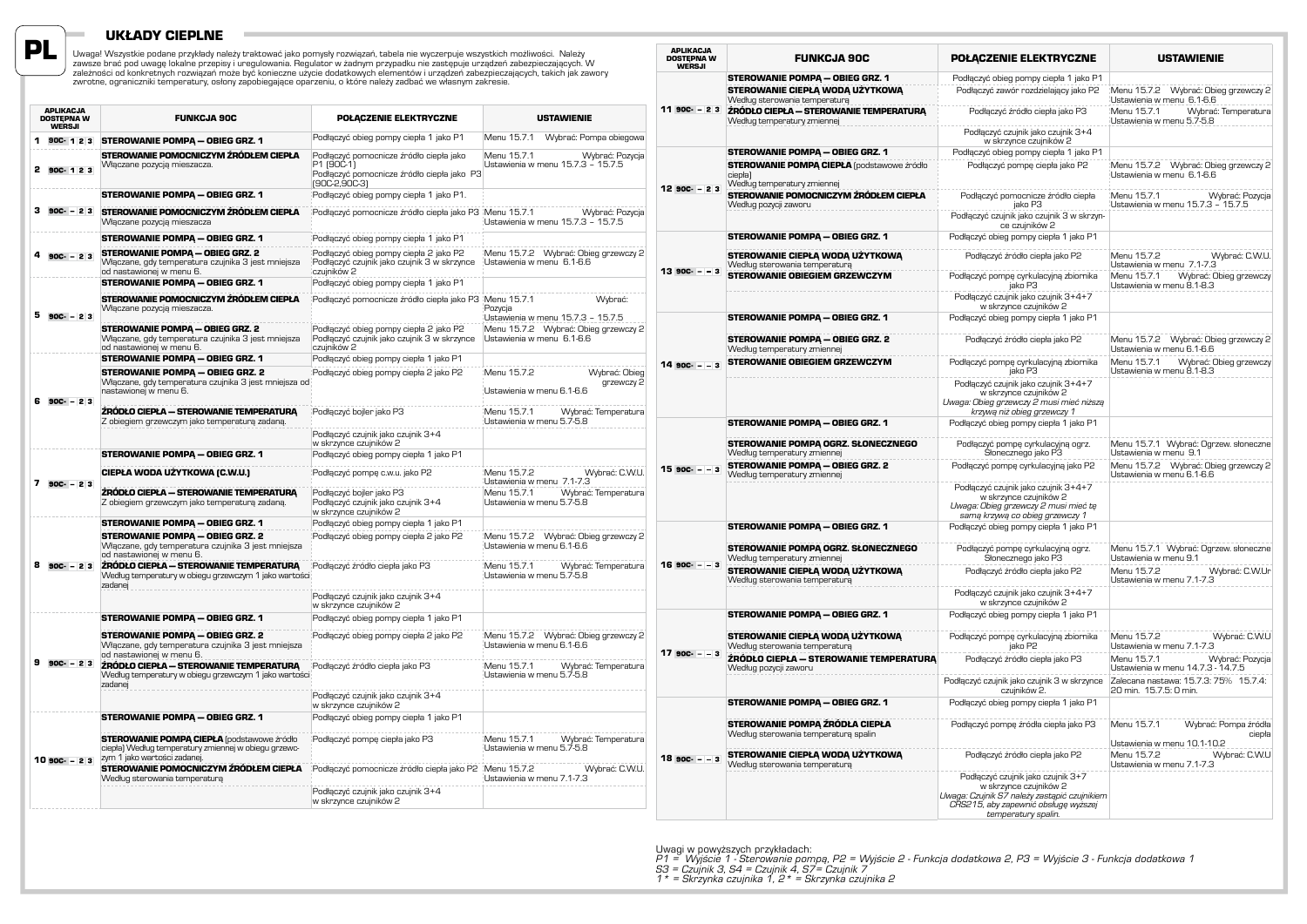# UKŁADY CIEPLNE

Uwaga! Wszystkie podane przykłady należy traktować jako pomysły rozwiązań, tabela nie wyczerpuje wszystkich możliwości. Należy zawsze brać pod uwagę lokalne przepisy i uregulowania. Regulator w żadnym przypadku nie zastępuje urządzeń zabezpieczających. W zależności od konkretnych rozwiązań może być konieczne użycie dodatkowych elementów i urządzeń zabezpieczających, takich jak zawory zwrotne, ograniczniki temperatury, osłony zapobiegające oparzeniu, o które należy zadbać we własnym zakresie.

| APLIKACJA DOSTĘPNA W WERSJI | FUNKCJA 90C | POŁĄCZENIE ELEKTRYCZNE | USTAWIENIE |
|---|---|---|---|
| 1 90C- 1 2 3 | **STEROWANIE POMPĄ – OBIEG GRZ. 1** | Podłączyć obieg pompy ciepła 1 jako P1 | Menu 15.7.1 Wybrać: Pompa obiegowa |
| 2 90C- 1 2 3 | **STEROWANIE POMOCNICZYM ŹRÓDŁEM CIEPŁA** Włączane pozycją mieszacza. | Podłączyć pomocnicze źródło ciepła jako P1 (90C-1) Podłączyć pomocnicze źródło ciepła jako P3 (90C-2,90C-3) | Menu 15.7.1 Wybrać: Pozycja Ustawienia w menu 15.7.3 – 15.7.5 |
| 3 90C- – 2 3 | **STEROWANIE POMPĄ – OBIEG GRZ. 1** | Podłączyć obieg pompy ciepła 1 jako P1. | |
| | **STEROWANIE POMOCNICZYM ŹRÓDŁEM CIEPŁA** Włączane pozycją mieszacza | Podłączyć pomocnicze źródło ciepła jako P3 | Menu 15.7.1 Wybrać: Pozycja Ustawienia w menu 15.7.3 – 15.7.5 |
| 4 90C- – 2 3 | **STEROWANIE POMPĄ – OBIEG GRZ. 1** | Podłączyć obieg pompy ciepła 1 jako P1 | |
| | **STEROWANIE POMPĄ – OBIEG GRZ. 2** Włączane, gdy temperatura czujnika 3 jest mniejsza od nastawionej w menu 6. | Podłączyć obieg pompy ciepła 2 jako P2 Podłączyć czujnik jako czujnik 3 w skrzynce czujników 2 | Menu 15.7.2 Wybrać: Obieg grzewczy 2 Ustawienia w menu 6.1-6.6 |
| 5 90C- – 2 3 | **STEROWANIE POMPĄ – OBIEG GRZ. 1** | Podłączyć obieg pompy ciepła 1 jako P1 | |
| | **STEROWANIE POMOCNICZYM ŹRÓDŁEM CIEPŁA** Włączane pozycją mieszacza. | Podłączyć pomocnicze źródło ciepła jako P3 | Menu 15.7.1 Wybrać: Pozycja Ustawienia w menu 15.7.3 – 15.7.5 |
| | **STEROWANIE POMPĄ – OBIEG GRZ. 2** Włączane, gdy temperatura czujnika 3 jest mniejsza od nastawionej w menu 6. | Podłączyć obieg pompy ciepła 2 jako P2 Podłączyć czujnik jako czujnik 3 w skrzynce czujników 2 | Menu 15.7.2 Wybrać: Obieg grzewczy 2 Ustawienia w menu 6.1-6.6 |
| 6 90C- – 2 3 | **STEROWANIE POMPĄ – OBIEG GRZ. 1** | Podłączyć obieg pompy ciepła 1 jako P1 | |
| | **STEROWANIE POMPĄ – OBIEG GRZ. 2** Włączane, gdy temperatura czujnika 3 jest mniejsza od nastawionej w menu 6. | Podłączyć obieg pompy ciepła 2 jako P2 | Menu 15.7.2 Wybrać: Obieg grzewczy 2 Ustawienia w menu 6.1-6.6 |
| | **ŹRÓDŁO CIEPŁA – STEROWANIE TEMPERATURĄ** Z obiegiem grzewczym jako temperaturą zadaną. | Podłączyć bojler jako P3 | Menu 15.7.1 Wybrać: Temperatura Ustawienia w menu 5.7-5.8 |
| | | Podłączyć czujnik jako czujnik 3+4 w skrzynce czujników 2 | |
| 7 90C- – 2 3 | **STEROWANIE POMPĄ – OBIEG GRZ. 1** | Podłączyć obieg pompy ciepła 1 jako P1 | |
| | **CIEPŁA WODA UŻYTKOWA (C.W.U.)** | Podłączyć pompę c.w.u. jako P2 | Menu 15.7.2 Wybrać: C.W.U. Ustawienia w menu 7.1-7.3 |
| | **ŹRÓDŁO CIEPŁA – STEROWANIE TEMPERATURĄ** Z obiegiem grzewczym jako temperaturą zadaną. | Podłączyć bojler jako P3 Podłączyć czujnik jako czujnik 3+4 w skrzynce czujników 2 | Menu 15.7.1 Wybrać: Temperatura Ustawienia w menu 5.7-5.8 |
| 8 90C- – 2 3 | **STEROWANIE POMPĄ – OBIEG GRZ. 1** | Podłączyć obieg pompy ciepła 1 jako P1 | |
| | **STEROWANIE POMPĄ – OBIEG GRZ. 2** Włączane, gdy temperatura czujnika 3 jest mniejsza od nastawionej w menu 6. | Podłączyć obieg pompy ciepła 2 jako P2 | Menu 15.7.2 Wybrać: Obieg grzewczy 2 Ustawienia w menu 6.1-6.6 |
| | **ŹRÓDŁO CIEPŁA – STEROWANIE TEMPERATURĄ** Według temperatury w obiegu grzewczym 1 jako wartości zadanej | Podłączyć źródło ciepła jako P3 | Menu 15.7.1 Wybrać: Temperatura Ustawienia w menu 5.7-5.8 |
| | | Podłączyć czujnik jako czujnik 3+4 w skrzynce czujników 2 | |
| 9 90C- – 2 3 | **STEROWANIE POMPĄ – OBIEG GRZ. 1** | Podłączyć obieg pompy ciepła 1 jako P1 | |
| | **STEROWANIE POMPĄ – OBIEG GRZ. 2** Włączane, gdy temperatura czujnika 3 jest mniejsza od nastawionej w menu 6. | Podłączyć obieg pompy ciepła 2 jako P2 | Menu 15.7.2 Wybrać: Obieg grzewczy 2 Ustawienia w menu 6.1-6.6 |
| | **ŹRÓDŁO CIEPŁA – STEROWANIE TEMPERATURĄ** Według temperatury w obiegu grzewczym 1 jako wartości zadanej | Podłączyć źródło ciepła jako P3 | Menu 15.7.1 Wybrać: Temperatura Ustawienia w menu 5.7-5.8 |
| | | Podłączyć czujnik jako czujnik 3+4 w skrzynce czujników 2 | |
| 10 90C- – 2 3 | **STEROWANIE POMPĄ – OBIEG GRZ. 1** | Podłączyć obieg pompy ciepła 1 jako P1 | |
| | **STEROWANIE POMPĄ CIEPŁA** (podstawowe źródło ciepła) Według temperatury zmiennej w obiegu grzewczym 1 jako wartości zadanej. | Podłączyć pompę ciepła jako P3 | Menu 15.7.1 Wybrać: Temperatura Ustawienia w menu 5.7-5.8 |
| | **STEROWANIE POMOCNICZYM ŹRÓDŁEM CIEPŁA** Według sterowania temperaturą | Podłączyć pomocnicze źródło ciepła jako P2 | Menu 15.7.2 Wybrać: C.W.U. Ustawienia w menu 7.1-7.3 |
| | | Podłączyć czujnik jako czujnik 3+4 w skrzynce czujników 2 | |
| 11 90C- – 2 3 | **STEROWANIE POMPĄ – OBIEG GRZ. 1** | Podłączyć obieg pompy ciepła 1 jako P1 | |
| | **STEROWANIE CIEPŁĄ WODĄ UŻYTKOWĄ** Według sterowania temperaturą | Podłączyć zawór rozdzielający jako P2 | Menu 15.7.2 Wybrać: Obieg grzewczy 2 Ustawienia w menu 6.1-6.6 |
| | **ŹRÓDŁO CIEPŁA – STEROWANIE TEMPERATURĄ** Według temperatury zmiennej | Podłączyć źródło ciepła jako P3 | Menu 15.7.1 Wybrać: Temperatura Ustawienia w menu 5.7-5.8 |
| | | Podłączyć czujnik jako czujnik 3+4 w skrzynce czujników 2 | |
| 12 90C- – 2 3 | **STEROWANIE POMPĄ – OBIEG GRZ. 1** | Podłączyć obieg pompy ciepła 1 jako P1 | |
| | **STEROWANIE POMPĄ CIEPŁA** (podstawowe źródło ciepła) Według temperatury zmiennej | Podłączyć pompę ciepła jako P2 | Menu 15.7.2 Wybrać: Obieg grzewczy 2 Ustawienia w menu 6.1-6.6 |
| | **STEROWANIE POMOCNICZYM ŹRÓDŁEM CIEPŁA** Według pozycji zaworu | Podłączyć pomocnicze źródło ciepła jako P3 | Menu 15.7.1 Wybrać: Pozycja Ustawienia w menu 15.7.3 – 15.7.5 |
| | | Podłączyć czujnik jako czujnik 3 w skrzynce czujników 2 | |
| 13 90C- – – 3 | **STEROWANIE POMPĄ – OBIEG GRZ. 1** | Podłączyć obieg pompy ciepła 1 jako P1 | |
| | **STEROWANIE CIEPŁĄ WODĄ UŻYTKOWĄ** Według sterowania temperaturą | Podłączyć źródło ciepła jako P2 | Menu 15.7.2 Wybrać: C.W.U. Ustawienia w menu 7.1-7.3 |
| | **STEROWANIE OBIEGIEM GRZEWCZYM** | Podłączyć pompę cyrkulacyjną zbiornika jako P3 | Menu 15.7.1 Wybrać: Obieg grzewczy Ustawienia w menu 8.1-8.3 |
| | | Podłączyć czujnik jako czujnik 3+4+7 w skrzynce czujników 2 | |
| 14 90C- – – 3 | **STEROWANIE POMPĄ – OBIEG GRZ. 1** | Podłączyć obieg pompy ciepła 1 jako P1 | |
| | **STEROWANIE POMPĄ – OBIEG GRZ. 2** Według temperatury zmiennej | Podłączyć źródło ciepła jako P2 | Menu 15.7.2 Wybrać: Obieg grzewczy 2 Ustawienia w menu 6.1-6.6 |
| | **STEROWANIE OBIEGIEM GRZEWCZYM** | Podłączyć pompę cyrkulacyjną zbiornika jako P3 | Menu 15.7.1 Wybrać: Obieg grzewczy Ustawienia w menu 8.1-8.3 |
| | | Podłączyć czujnik jako czujnik 3+4+7 w skrzynce czujników 2 *Uwaga: Obieg grzewczy 2 musi mieć niższą krzywą niż obieg grzewczy 1* | |
| 15 90C- – – 3 | **STEROWANIE POMPĄ – OBIEG GRZ. 1** | Podłączyć obieg pompy ciepła 1 jako P1 | |
| | **STEROWANIE POMPĄ OGRZ. SŁONECZNEGO** Według temperatury zmiennej | Podłączyć pompę cyrkulacyjną ogrz. Słonecznego jako P3 | Menu 15.7.1 Wybrać: Ogrzew. słoneczne Ustawienia w menu 9.1 |
| | **STEROWANIE POMPĄ – OBIEG GRZ. 2** Według temperatury zmiennej | Podłączyć pompę cyrkulacyjną jako P2 | Menu 15.7.2 Wybrać: Obieg grzewczy 2 Ustawienia w menu 6.1-6.6 |
| | | Podłączyć czujnik jako czujnik 3+4+7 w skrzynce czujników 2 *Uwaga: Obieg grzewczy 2 musi mieć tę samą krzywą co obieg grzewczy 1* | |
| 16 90C- – – 3 | **STEROWANIE POMPĄ – OBIEG GRZ. 1** | Podłączyć obieg pompy ciepła 1 jako P1 | |
| | **STEROWANIE POMPĄ OGRZ. SŁONECZNEGO** Według temperatury zmiennej | Podłączyć pompę cyrkulacyjną ogrz. Słonecznego jako P3 | Menu 15.7.1 Wybrać: Ogrzew. słoneczne Ustawienia w menu 9.1 |
| | **STEROWANIE CIEPŁĄ WODĄ UŻYTKOWĄ** Według sterowania temperaturą | Podłączyć źródło ciepła jako P2 | Menu 15.7.2 Wybrać: C.W.Ur Ustawienia w menu 7.1-7.3 |
| | | Podłączyć czujnik jako czujnik 3+4+7 w skrzynce czujników 2 | |
| 17 90C- – – 3 | **STEROWANIE POMPĄ – OBIEG GRZ. 1** | Podłączyć obieg pompy ciepła 1 jako P1 | |
| | **STEROWANIE CIEPŁĄ WODĄ UŻYTKOWĄ** Według sterowania temperaturą | Podłączyć pompę cyrkulacyjną zbiornika jako P2 | Menu 15.7.2 Wybrać: C.W.U Ustawienia w menu 7.1-7.3 |
| | **ŹRÓDŁO CIEPŁA – STEROWANIE TEMPERATURĄ** Według pozycji zaworu | Podłączyć źródło ciepła jako P3 | Menu 15.7.1 Wybrać: Pozycja Ustawienia w menu 14.7.3 - 14.7.5 |
| | | Podłączyć czujnik jako czujnik 3 w skrzynce czujników 2. | Zalecana nastawa: 15.7.3: 75% 15.7.4: 20 min. 15.7.5: 0 min. |
| 18 90C- – – 3 | **STEROWANIE POMPĄ – OBIEG GRZ. 1** | Podłączyć obieg pompy ciepła 1 jako P1 | |
| | **STEROWANIE POMPĄ ŹRÓDŁA CIEPŁA** Według sterowania temperaturą spalin | Podłączyć pompę źródła ciepła jako P3 | Menu 15.7.1 Wybrać: Pompa źródła ciepła Ustawienia w menu 10.1-10.2 |
| | **STEROWANIE CIEPŁĄ WODĄ UŻYTKOWĄ** Według sterowania temperaturą | Podłączyć źródło ciepła jako P2 | Menu 15.7.2 Wybrać: C.W.U Ustawienia w menu 7.1-7.3 |
| | | Podłączyć czujnik jako czujnik 3+7 w skrzynce czujników 2 *Uwaga: Czujnik S7 należy zastąpić czujnikiem CRS215, aby zapewnić obsługę wyższej temperatury spalin.* | |

Uwagi w powyższych przykładach:
*P1 = Wyjście 1 - Sterowanie pompą, P2 = Wyjście 2 - Funkcja dodatkowa 2, P3 = Wyjście 3 - Funkcja dodatkowa 1*
*S3 = Czujnik 3, S4 = Czujnik 4, S7= Czujnik 7*
*1\* = Skrzynka czujnika 1, 2\* = Skrzynka czujnika 2*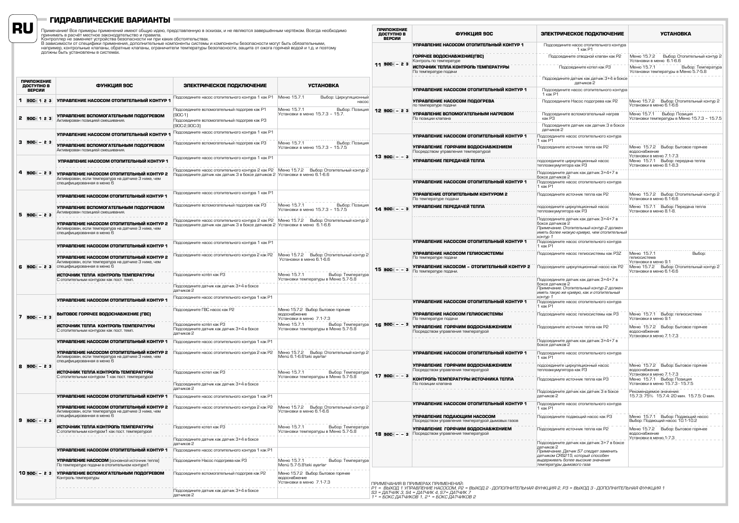RU

## ГИДРАВЛИЧЕСКИЕ ВАРИАНТЫ

Примечание! Все примеры применений имеют общую идею, представленную в эскизах, и не являются завершённым чертёжом. Всегда необходимо принимать в расчёт местное законодательство и правила.
Контроллер не заменяет устройства безопасности ни при каких обстоятельствах.
В зависимости от специфики применения, дополнительные компоненты системы и компоненты безопасности могут быть обязательными, например, контрольные клапаны, обратные клапаны, ограничители температуры безопасности, защита от ожога горячей водой и т.д. и поэтому должны быть установлены в системах.

| ПРИЛОЖЕНИЕ ДОСТУПНО В ВЕРСИИ | ФУНКЦИЯ 90C | ЭЛЕКТРИЧЕСКОЕ ПОДКЛЮЧЕНИЕ | УСТАНОВКА |
|---|---|---|---|
| 1 90C- 1 2 3 | **УПРАВЛЕНИЕ НАСОСОМ ОТОПИТЕЛЬНЫЙ КОНТУР 1** | Подсоедините насос отопительного контура 1 как P1 | Меню 15.7.1 Выбор: Циркуляционный насос |
| 2 90C- 1 2 3 | **УПРАВЛЕНИЕ ВСПОМОГАТЕЛЬНЫМ ПОДОГРЕВОМ** Активирован позицией смешивания. | Подсоедините вспомогательный подогрев как P1 (90C-1) Подсоедините вспомогательный подогрев как P3 (90C-2,90C-3) | Меню 15.7.1 Выбор: Позиция Установки в меню 15.7.3 – 15.7. |
| 3 90C- – 2 3 | **УПРАВЛЕНИЕ НАСОСОМ ОТОПИТЕЛЬНЫЙ КОНТУР 1** | Подсоедините насос отопительного контура 1 как P1 | |
| | **УПРАВЛЕНИЕ ВСПОМОГАТЕЛЬНЫМ ПОДОГРЕВОМ** Активирован позицией смешивания. | Подсоедините вспомогательный подогрев как P3 | Меню 15.7.1 Выбор: Позиция Установки в меню 15.7.3 – 15.7.5 |
| 4 90C- – 2 3 | **УПРАВЛЕНИЕ НАСОСОМ ОТОПИТЕЛЬНЫЙ КОНТУР 1** | Подсоедините насос отопительного контура 1 как P1 | |
| | **УПРАВЛЕНИЕ НАСОСОМ ОТОПИТЕЛЬНЫЙ КОНТУР 2** Активирован, если температура на датчике 3 ниже, чем специфицированная в меню 6 | Подсоедините насос отопительного контура 2 как P2 Подсоедините датчик как датчик 3 в боксе датчиков 2 | Меню 15.7.2 Выбор: Отопительный контур 2 Установки в меню 6.1-6.6 |
| 5 90C- – 2 3 | **УПРАВЛЕНИЕ НАСОСОМ ОТОПИТЕЛЬНЫЙ КОНТУР 1** | Подсоедините насос отопительного контура 1 как P1 | |
| | **УПРАВЛЕНИЕ ВСПОМОГАТЕЛЬНЫМ ПОДОГРЕВОМ** Активирован позицией смешивания. | Подсоедините вспомогательный подогрев как P3 | Меню 15.7.1 Выбор: Позиция Установки в меню 15.7.3 – 15.7.5 |
| | **УПРАВЛЕНИЕ НАСОСОМ ОТОПИТЕЛЬНЫЙ КОНТУР 2** Активирован, если температура на датчике 3 ниже, чем специфицированная в меню 6 | Подсоедините насос отопительного контура 2 как P2 Подсоедините датчик как датчик 3 в боксе датчиков 2 | Меню 15.7.2 Выбор: Отопительный контур 2 Установки в меню 6.1-6.6 |
| 6 90C- – 2 3 | **УПРАВЛЕНИЕ НАСОСОМ ОТОПИТЕЛЬНЫЙ КОНТУР 1** | Подсоедините насос отопительного контура 1 как P1 | |
| | **УПРАВЛЕНИЕ НАСОСОМ ОТОПИТЕЛЬНЫЙ КОНТУР 2** Активирован, если температура на датчике 3 ниже, чем специфицированная в меню 6 | Подсоедините насос отопительного контура 2 как P2 | Меню 15.7.2 Выбор: Отопительный контур 2 Установки в меню 6.1-6.6 |
| | **ИСТОЧНИК ТЕПЛА КОНТРОЛЬ ТЕМПЕРАТУРЫ** С отопительным контуром как пост. темп. | Подсоедините котёл как P3 | Меню 15.7.1 Выбор: Температура Установки температуры в Меню 5.7-5.8 |
| | | Подсоедините датчик как датчик 3+4 в боксе датчиков 2 | |
| 7 90C- – 2 3 | **УПРАВЛЕНИЕ НАСОСОМ ОТОПИТЕЛЬНЫЙ КОНТУР 1** | Подсоедините насос отопительного контура 1 как P1 | |
| | **БЫТОВОЕ ГОРЯЧЕЕ ВОДОСНАБЖЕНИЕ (ГВС)** | Подсоедините ГВС насос как P2 | Меню 15.7.2 Выбор: Бытовое горячее водоснабжение Установки в меню 7.1-7.3 |
| | **ИСТОЧНИК ТЕПЛА КОНТРОЛЬ ТЕМПЕРАТУРЫ** С отопительным контуром как пост. темп. | Подсоедините котёл как P3 Подсоедините датчик как датчик 3+4 в боксе датчиков 2 | Меню 15.7.1 Выбор: Температура Установки температуры в Меню 5.7-5.8 |
| 8 90C- – 2 3 | **УПРАВЛЕНИЕ НАСОСОМ ОТОПИТЕЛЬНЫЙ КОНТУР 1** | Подсоедините насос отопительного контура 1 как P1 | |
| | **УПРАВЛЕНИЕ НАСОСОМ ОТОПИТЕЛЬНЫЙ КОНТУР 2** Активирован, если температура на датчике 3 ниже, чем специфицированная в меню 6 | Подсоедините насос отопительного контура 2 как P2 | Меню 15.7.2 Выбор: Отопительный контур 2 Menü 6.1-6.6'teki ayarlar |
| | **ИСТОЧНИК ТЕПЛА КОНТРОЛЬ ТЕМПЕРАТУРЫ** С отопительным контуром 1 как пост. температурой | Подсоедините котел как P3 | Меню 15.7.1 Выбор: Температура Установки температуры в Меню 5.7-5.8 |
| | | Подсоедините датчик как датчик 3+4 в боксе датчиков 2 | |
| 9 90C- – 2 3 | **УПРАВЛЕНИЕ НАСОСОМ ОТОПИТЕЛЬНЫЙ КОНТУР 1** | Подсоедините насос отопительного контура 1 как P1 | |
| | **УПРАВЛЕНИЕ НАСОСОМ ОТОПИТЕЛЬНЫЙ КОНТУР 2** Активирован, если температура на датчике 3 ниже, чем специфицированная в меню 6 | Подсоедините насос отопительного контура 2 как P2 | Меню 15.7.2 Выбор: Отопительный контур 2 Установки в меню 6.1-6.6 |
| | **ИСТОЧНИК ТЕПЛА КОНТРОЛЬ ТЕМПЕРАТУРЫ** С отопительным контуром1 как пост. температурой | Подсоедините котел как P3 | Меню 15.7.1 Выбор: Температура Установки температуры в Меню 5.7-5.8 |
| | | Подсоедините датчик как датчик 3+4 в боксе датчиков 2 | |
| 10 90C- – 2 3 | **УПРАВЛЕНИЕ НАСОСОМ ОТОПИТЕЛЬНЫЙ КОНТУР 1** | Подсоедините насос отопительного контура 1 как P1 | |
| | **УПРАВЛЕНИЕ НАСОСОМ** (основной источник тепла) По температуре подачи в отопительном контуре1 | Подсоедините Насос подогрева как P3 | Меню 15.7.1 Выбор: Температура Menü 5.7-5.8'teki ayarlar |
| | **УПРАВЛЕНИЕ ВСПОМОГАТЕЛЬНЫМ ПОДОГРЕВОМ** Контроль температуры | Подсоедините вспомогательный подогрев как P2 | Меню 15.7.2 Выбор: Бытовое горячее водоснабжение Установки в меню 7.1-7.3 |
| | | Подсоедините датчик как датчик 3+4 в боксе датчиков 2 | |
| 11 90C- – 2 3 | **УПРАВЛЕНИЕ НАСОСОМ ОТОПИТЕЛЬНЫЙ КОНТУР 1** | Подсоедините насос отопительного контура 1 как P1 | |
| | **ГОРЯЧЕЕ ВОДОСНАБЖЕНИЕ(ГВС)** Контроль по температуре | Подсоедините отводной клапан как P2 | Меню 15.7.2 Выбор: Отопительный контур 2 Установки в меню 6.1-6.6 |
| | **ИСТОЧНИК ТЕПЛА КОНТРОЛЬ ТЕМПЕРАТУРЫ** По температуре подачи | Подсоедините котел как P3 | Меню 15.7.1 Выбор: Температура Установки температуры в Меню 5.7-5.8 |
| | | Подсоедините датчик как датчик 3+4 в боксе датчиков 2 | |
| 12 90C- – 2 3 | **УПРАВЛЕНИЕ НАСОСОМ ОТОПИТЕЛЬНЫЙ КОНТУР 1** | Подсоедините насос отопительного контура 1 как P1 | |
| | **УПРАВЛЕНИЕ НАСОСОМ ПОДОГРЕВА** по температуре подачи | Подсоедините Насос подогрева как P2 | Меню 15.7.2 Выбор: Отопительный контур 2 Установки в меню 6.1-6.6 |
| | **УПРАВЛЕНИЕ ВСПОМОГАТЕЛЬНЫМ НАГРЕВОМ** По позиции клапана | Подсоедините вспомогательный нагрев как P3 | Меню 15.7.1 Выбор: Позиция Установки температуры в Меню 15.7.3 – 15.7.5 |
| | | Подсоедините датчик как датчик 3 в боксе датчиков 2 | |
| 13 90C- – – 3 | **УПРАВЛЕНИЕ НАСОСОМ ОТОПИТЕЛЬНЫЙ КОНТУР 1** | Подсоедините насос отопительного контура 1 как P1 | |
| | **УПРАВЛЕНИЕ ГОРЯЧИМ ВОДОСНАБЖЕНИЕМ** Посредством управления температурой | Подсоедините источник тепла как P2 | Меню 15.7.2 Выбор: Бытовое горячее водоснабжение Установки в меню 7.1-7.3 |
| | **УПРАВЛЕНИЕ ПЕРЕДАЧЕЙ ТЕПЛА** | подсоедините циркуляционный насос теплоаккумулятора как P3 | Меню 15.7.1 Выбор: передача тепла Установки в меню 8.1-8.3 |
| | | Подсоедините датчик как датчик 3+4+7 в боксе датчиков 2 | |
| 14 90C- – – 3 | **УПРАВЛЕНИЕ НАСОСОМ ОТОПИТЕЛЬНЫЙ КОНТУР 1** | Подсоедините насос отопительного контура 1 как P1 | |
| | **УПРАВЛЕНИЕ ОТОПИТЕЛЬНЫМ КОНТУРОМ 2** По температуре подачи | Подсоедините источник тепла как P2 | Меню 15.7.2 Выбор: Отопительный контур 2 Установки в меню 6.1-6.6 |
| | **УПРАВЛЕНИЕ ПЕРЕДАЧЕЙ ТЕПЛА** | подсоедините циркуляционный насос теплоаккумулятора как P3 | Меню 15.7.1 Выбор: Передача тепла Установки в меню 8.1-8. |
| | | Подсоедините датчик как датчик 3+4+7 в боксе датчиков 2 *Примечание. Отопительный контур 2 должен иметь более низкую кривую, чем отопительный контур 1* | |
| 15 90C- – – 3 | **УПРАВЛЕНИЕ НАСОСОМ ОТОПИТЕЛЬНЫЙ КОНТУР 1** | Подсоедините насос отопительного контура 1 как P1 | |
| | **УПРАВЛЕНИЕ НАСОСОМ ГЕЛИОСИСТЕМЫ** По температуре подачи | Подсоедините насос гелиосистемы как P3Z | Меню 15.7.1 Выбор: гелиосистема Установки в меню 9.1 |
| | **УПРАВЛЕНИЕ НАСОСОМ – ОТОПИТЕЛЬНЫЙ КОНТУР 2** По температуре подачи. | Подсоедините циркуляционный насос как P2 | Меню 15.7.2 Выбор: Отопительный контур 2 Установки в меню 6.1-6.6 |
| | | Подсоедините датчик как датчик 3+4+7 в боксе датчиков 2 *Примечание. Отопительный контур 2 должен иметь такую же кривую, как и отопительный контур 1* | |
| 16 90C- – – 3 | **УПРАВЛЕНИЕ НАСОСОМ ОТОПИТЕЛЬНЫЙ КОНТУР 1** | Подсоедините насос отопительного контура 1 как P1 | |
| | **УПРАВЛЕНИЕ НАСОСОМ ГЕЛИОСИСТЕМЫ** По температуре подачи | Подсоедините насос гелиосистемы как P3 | Меню 15.7.1 Выбор: гелиосистема Установки в меню 9.1 |
| | **УПРАВЛЕНИЕ ГОРЯЧИМ ВОДОСНАБЖЕНИЕМ** Посредством управления температурой | Подсоедините источник тепла как P2 | Меню 15.7.2 Выбор: Бытовое горячее водоснабжение Установки в меню 7.1-7.3 |
| | | Подсоедините датчик как датчик 3+4+7 в боксе датчиков 2 | |
| 17 90C- – – 3 | **УПРАВЛЕНИЕ НАСОСОМ ОТОПИТЕЛЬНЫЙ КОНТУР 1** | Подсоедините насос отопительного контура 1 как P1 | |
| | **УПРАВЛЕНИЕ ГОРЯЧИМ ВОДОСНАБЖЕНИЕМ** Посредством управления температурой | подсоедините циркуляционный насос теплоаккумулятора как P3 | Меню 15.7.2 Выбор: Бытовое горячее водоснабжение Установки в меню 7.1-7.3 |
| | **КОНТРОЛЬ ТЕМПЕРАТУРЫ ИСТОЧНИКА ТЕПЛА** По позиции клапана | Подсоедините источник тепла как P3 | Меню 15.7.1 Выбор: Позиция Установки в меню 15.7.3 - 15.7.5 |
| | | Подсоедините датчик как датчик 3 в боксе датчиков 2 | Рекомендуемое значение: 15.7.3: 75% 15.7.4: 20 мин. 15.7.5: 0 мин. |
| 18 90C- – – 3 | **УПРАВЛЕНИЕ НАСОСОМ ОТОПИТЕЛЬНЫЙ КОНТУР 1** | Подсоедините насос отопительного контура 1 как P1 | |
| | **УПРАВЛЕНИЕ ПОДАЮЩИМ НАСОСОМ** Посредством управления температурой дымовых газов | Подсоедините подающий насос как P3 | Меню 15.7.1 Выбор: Подающий насос Выбор: Подающий насос 10.1-10.2 |
| | **УПРАВЛЕНИЕ ГОРЯЧИМ ВОДОСНАБЖЕНИЕМ** Посредством управления температурой | Подсоедините источник тепла как P2 | Меню 15.7.2 Выбор: Бытовое горячее водоснабжение Установки в меню.1-7.3 |
| | | Подсоедините датчик как датчик 3+7 в боксе датчиков 2 *Примечание: Датчик S7 следует заменить датчиком CRS215, который способен выдерживать более высокие значения температуры дымового газа* | |

*ПРИМЕЧАНИЯ В ПРИМЕРАХ ПРИМЕНЕНИЙ:*
*P1 = ВЫХОД 1 УПРАВЛЕНИЕ НАСОСОМ, P2 = ВЫХОД 2 - ДОПОЛНИТЕЛЬНАЯ ФУНКЦИЯ 2, P3 = ВЫХОД 3 - ДОПОЛНИТЕЛЬНАЯ ФУНКЦИЯ 1*
*S3 = ДАТЧИК 3, S4 = ДАТЧИК 4, S7= ДАТЧИК 7*
*1* = БОКС ДАТЧИКОВ 1, 2* = БОКС ДАТЧИКОВ 2*